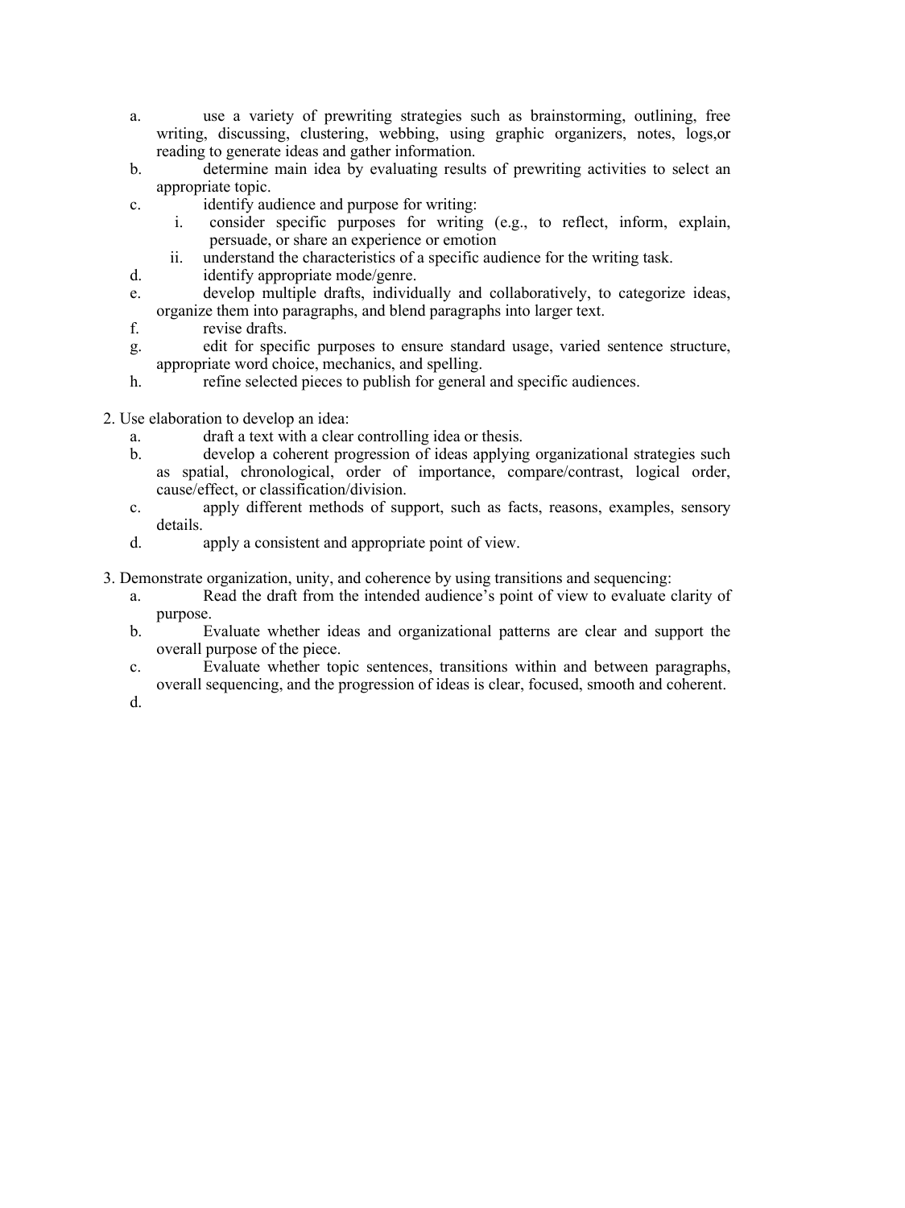a. use a variety of prewriting strategies such as brainstorming, outlining, free writing, discussing, clustering, webbing, using graphic organizers, notes, logs,or reading to generate ideas and gather information.
b. determine main idea by evaluating results of prewriting activities to select an appropriate topic.
c. identify audience and purpose for writing:
    i. consider specific purposes for writing (e.g., to reflect, inform, explain, persuade, or share an experience or emotion
    ii. understand the characteristics of a specific audience for the writing task.
d. identify appropriate mode/genre.
e. develop multiple drafts, individually and collaboratively, to categorize ideas, organize them into paragraphs, and blend paragraphs into larger text.
f. revise drafts.
g. edit for specific purposes to ensure standard usage, varied sentence structure, appropriate word choice, mechanics, and spelling.
h. refine selected pieces to publish for general and specific audiences.

2. Use elaboration to develop an idea:
    a. draft a text with a clear controlling idea or thesis.
    b. develop a coherent progression of ideas applying organizational strategies such as spatial, chronological, order of importance, compare/contrast, logical order, cause/effect, or classification/division.
    c. apply different methods of support, such as facts, reasons, examples, sensory details.
    d. apply a consistent and appropriate point of view.

3. Demonstrate organization, unity, and coherence by using transitions and sequencing:
    a. Read the draft from the intended audience's point of view to evaluate clarity of purpose.
    b. Evaluate whether ideas and organizational patterns are clear and support the overall purpose of the piece.
    c. Evaluate whether topic sentences, transitions within and between paragraphs, overall sequencing, and the progression of ideas is clear, focused, smooth and coherent.
    d.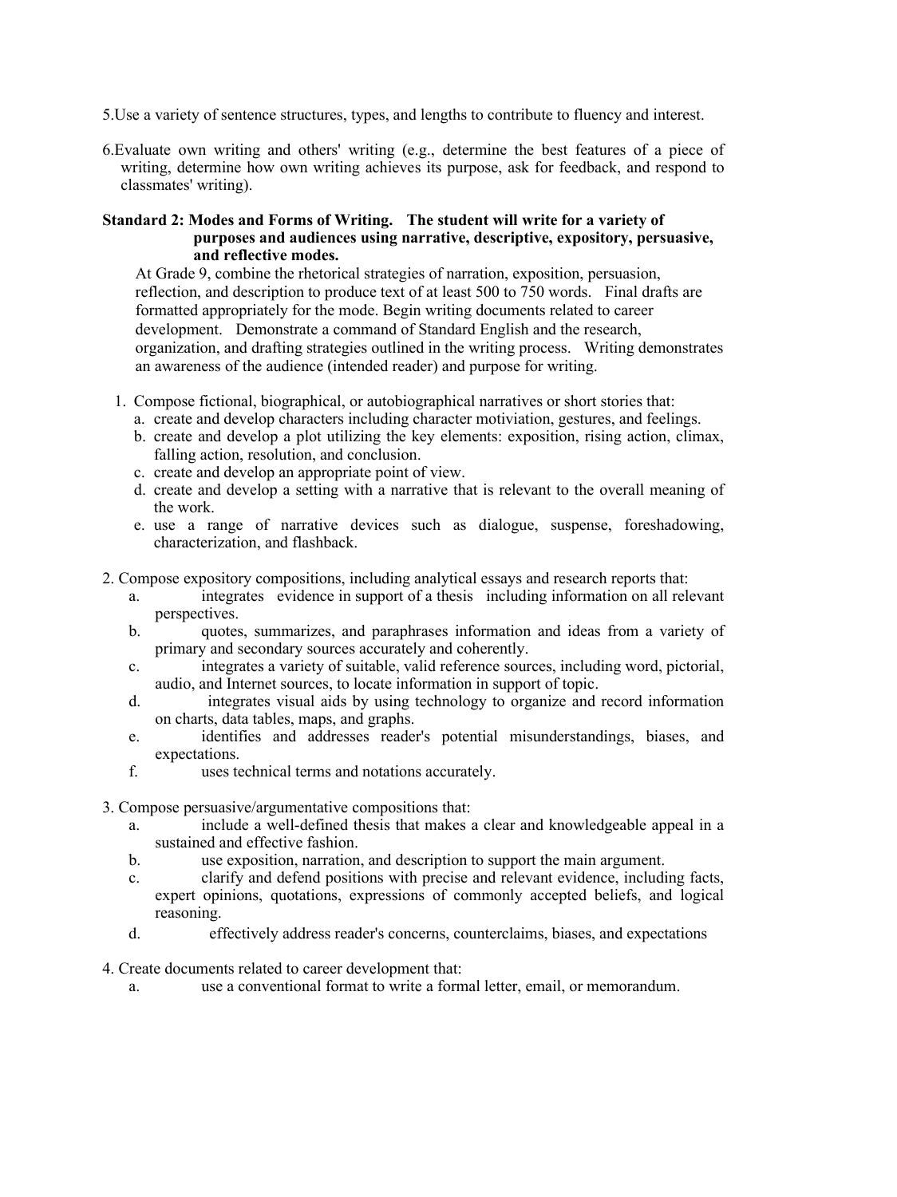5.Use a variety of sentence structures, types, and lengths to contribute to fluency and interest.

6.Evaluate own writing and others' writing (e.g., determine the best features of a piece of writing, determine how own writing achieves its purpose, ask for feedback, and respond to classmates' writing).

**Standard 2: Modes and Forms of Writing. The student will write for a variety of purposes and audiences using narrative, descriptive, expository, persuasive, and reflective modes.**

At Grade 9, combine the rhetorical strategies of narration, exposition, persuasion, reflection, and description to produce text of at least 500 to 750 words. Final drafts are formatted appropriately for the mode. Begin writing documents related to career development. Demonstrate a command of Standard English and the research, organization, and drafting strategies outlined in the writing process. Writing demonstrates an awareness of the audience (intended reader) and purpose for writing.

1. Compose fictional, biographical, or autobiographical narratives or short stories that:
   a. create and develop characters including character motiviation, gestures, and feelings.
   b. create and develop a plot utilizing the key elements: exposition, rising action, climax, falling action, resolution, and conclusion.
   c. create and develop an appropriate point of view.
   d. create and develop a setting with a narrative that is relevant to the overall meaning of the work.
   e. use a range of narrative devices such as dialogue, suspense, foreshadowing, characterization, and flashback.

2. Compose expository compositions, including analytical essays and research reports that:
   a. integrates evidence in support of a thesis including information on all relevant perspectives.
   b. quotes, summarizes, and paraphrases information and ideas from a variety of primary and secondary sources accurately and coherently.
   c. integrates a variety of suitable, valid reference sources, including word, pictorial, audio, and Internet sources, to locate information in support of topic.
   d. integrates visual aids by using technology to organize and record information on charts, data tables, maps, and graphs.
   e. identifies and addresses reader's potential misunderstandings, biases, and expectations.
   f. uses technical terms and notations accurately.

3. Compose persuasive/argumentative compositions that:
   a. include a well-defined thesis that makes a clear and knowledgeable appeal in a sustained and effective fashion.
   b. use exposition, narration, and description to support the main argument.
   c. clarify and defend positions with precise and relevant evidence, including facts, expert opinions, quotations, expressions of commonly accepted beliefs, and logical reasoning.
   d. effectively address reader's concerns, counterclaims, biases, and expectations

4. Create documents related to career development that:
   a. use a conventional format to write a formal letter, email, or memorandum.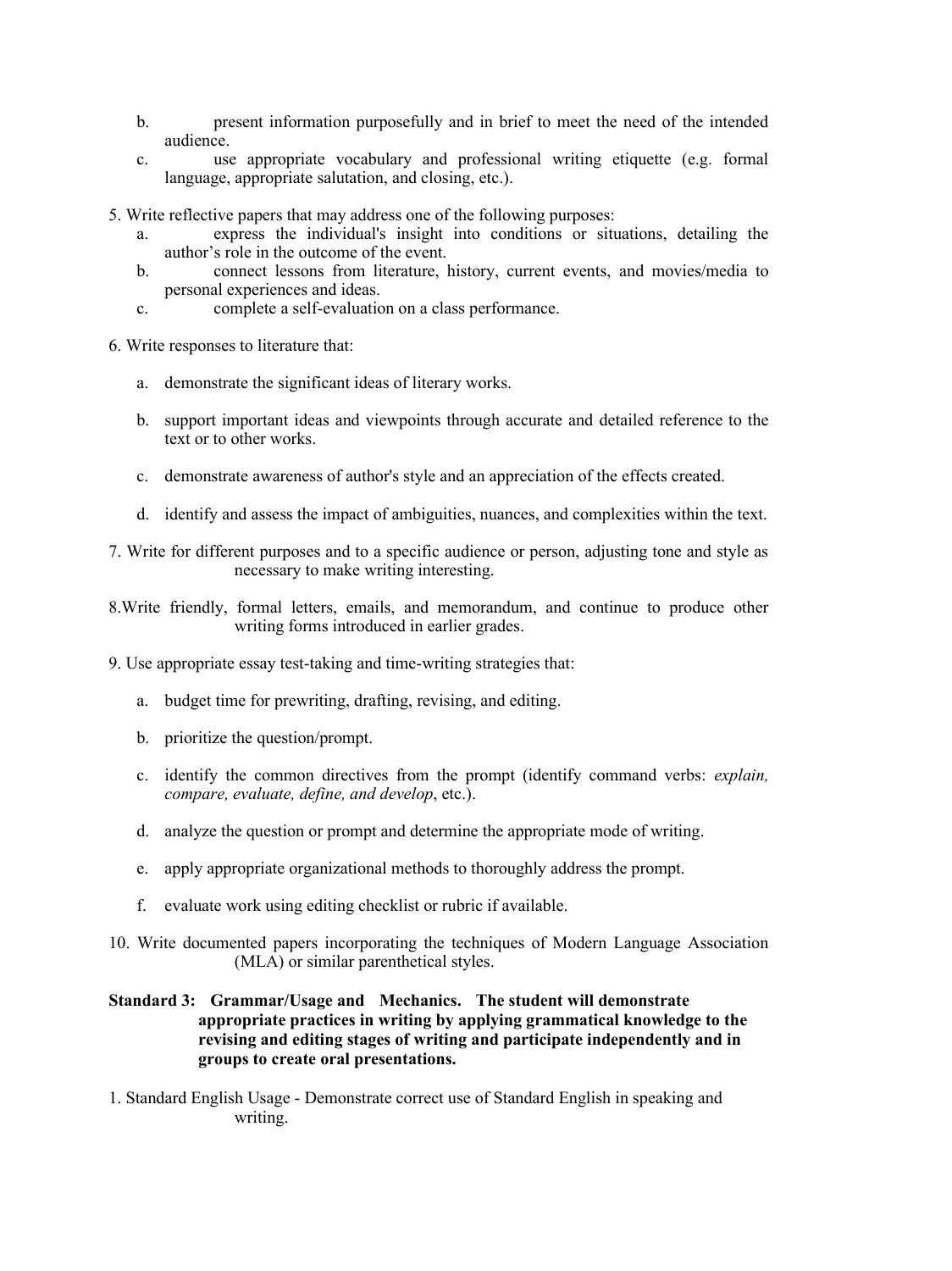b. present information purposefully and in brief to meet the need of the intended audience.

c. use appropriate vocabulary and professional writing etiquette (e.g. formal language, appropriate salutation, and closing, etc.).

5. Write reflective papers that may address one of the following purposes:
   a. express the individual's insight into conditions or situations, detailing the author's role in the outcome of the event.
   b. connect lessons from literature, history, current events, and movies/media to personal experiences and ideas.
   c. complete a self-evaluation on a class performance.

6. Write responses to literature that:

   a. demonstrate the significant ideas of literary works.

   b. support important ideas and viewpoints through accurate and detailed reference to the text or to other works.

   c. demonstrate awareness of author's style and an appreciation of the effects created.

   d. identify and assess the impact of ambiguities, nuances, and complexities within the text.

7. Write for different purposes and to a specific audience or person, adjusting tone and style as necessary to make writing interesting.

8. Write friendly, formal letters, emails, and memorandum, and continue to produce other writing forms introduced in earlier grades.

9. Use appropriate essay test-taking and time-writing strategies that:

   a. budget time for prewriting, drafting, revising, and editing.

   b. prioritize the question/prompt.

   c. identify the common directives from the prompt (identify command verbs: *explain, compare, evaluate, define, and develop*, etc.).

   d. analyze the question or prompt and determine the appropriate mode of writing.

   e. apply appropriate organizational methods to thoroughly address the prompt.

   f. evaluate work using editing checklist or rubric if available.

10. Write documented papers incorporating the techniques of Modern Language Association (MLA) or similar parenthetical styles.

**Standard 3: Grammar/Usage and Mechanics. The student will demonstrate appropriate practices in writing by applying grammatical knowledge to the revising and editing stages of writing and participate independently and in groups to create oral presentations.**

1. Standard English Usage - Demonstrate correct use of Standard English in speaking and writing.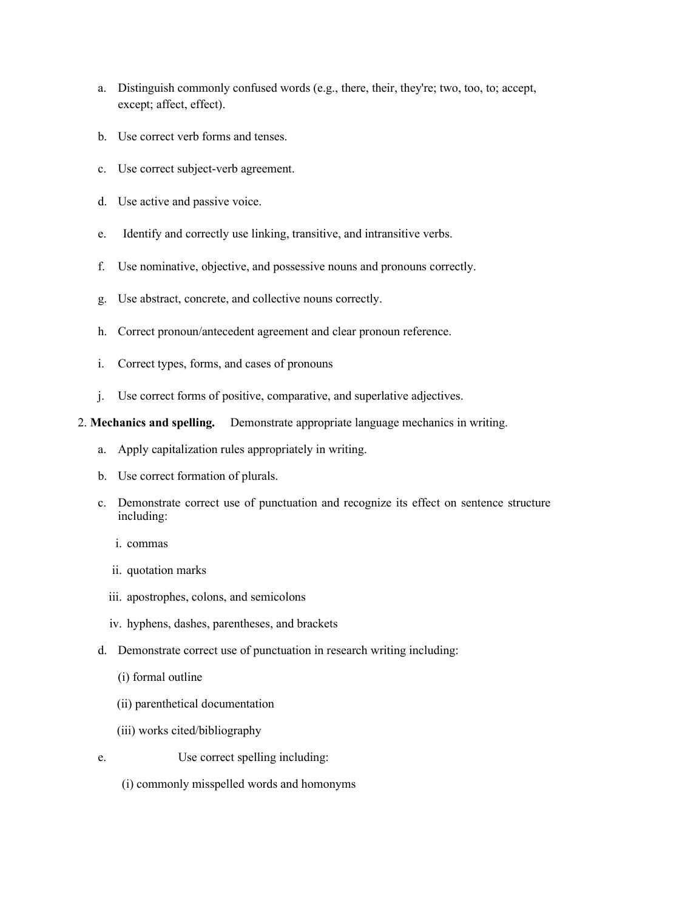a. Distinguish commonly confused words (e.g., there, their, they're; two, too, to; accept, except; affect, effect).

b. Use correct verb forms and tenses.

c. Use correct subject-verb agreement.

d. Use active and passive voice.

e. Identify and correctly use linking, transitive, and intransitive verbs.

f. Use nominative, objective, and possessive nouns and pronouns correctly.

g. Use abstract, concrete, and collective nouns correctly.

h. Correct pronoun/antecedent agreement and clear pronoun reference.

i. Correct types, forms, and cases of pronouns

j. Use correct forms of positive, comparative, and superlative adjectives.

2. **Mechanics and spelling.** Demonstrate appropriate language mechanics in writing.

a. Apply capitalization rules appropriately in writing.

b. Use correct formation of plurals.

c. Demonstrate correct use of punctuation and recognize its effect on sentence structure including:

i. commas

ii. quotation marks

iii. apostrophes, colons, and semicolons

iv. hyphens, dashes, parentheses, and brackets

d. Demonstrate correct use of punctuation in research writing including:

(i) formal outline

(ii) parenthetical documentation

(iii) works cited/bibliography

e. Use correct spelling including:

(i) commonly misspelled words and homonyms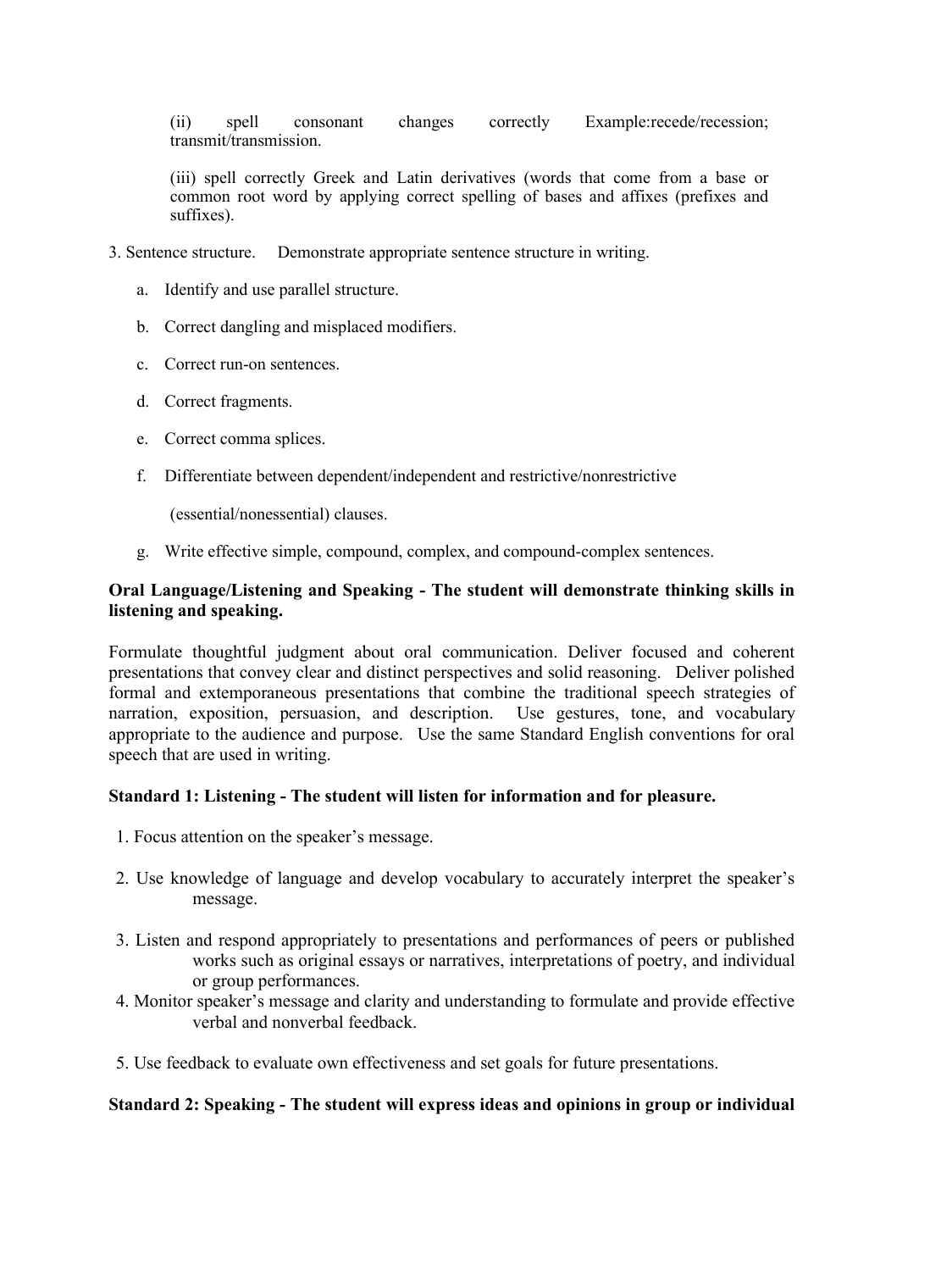(ii) spell consonant changes correctly Example:recede/recession; transmit/transmission.

(iii) spell correctly Greek and Latin derivatives (words that come from a base or common root word by applying correct spelling of bases and affixes (prefixes and suffixes).

3. Sentence structure. Demonstrate appropriate sentence structure in writing.

   a. Identify and use parallel structure.

   b. Correct dangling and misplaced modifiers.

   c. Correct run-on sentences.

   d. Correct fragments.

   e. Correct comma splices.

   f. Differentiate between dependent/independent and restrictive/nonrestrictive (essential/nonessential) clauses.

   g. Write effective simple, compound, complex, and compound-complex sentences.

**Oral Language/Listening and Speaking - The student will demonstrate thinking skills in listening and speaking.**

Formulate thoughtful judgment about oral communication. Deliver focused and coherent presentations that convey clear and distinct perspectives and solid reasoning. Deliver polished formal and extemporaneous presentations that combine the traditional speech strategies of narration, exposition, persuasion, and description. Use gestures, tone, and vocabulary appropriate to the audience and purpose. Use the same Standard English conventions for oral speech that are used in writing.

**Standard 1: Listening - The student will listen for information and for pleasure.**

1. Focus attention on the speaker's message.
2. Use knowledge of language and develop vocabulary to accurately interpret the speaker's message.
3. Listen and respond appropriately to presentations and performances of peers or published works such as original essays or narratives, interpretations of poetry, and individual or group performances.
4. Monitor speaker's message and clarity and understanding to formulate and provide effective verbal and nonverbal feedback.
5. Use feedback to evaluate own effectiveness and set goals for future presentations.

**Standard 2: Speaking - The student will express ideas and opinions in group or individual**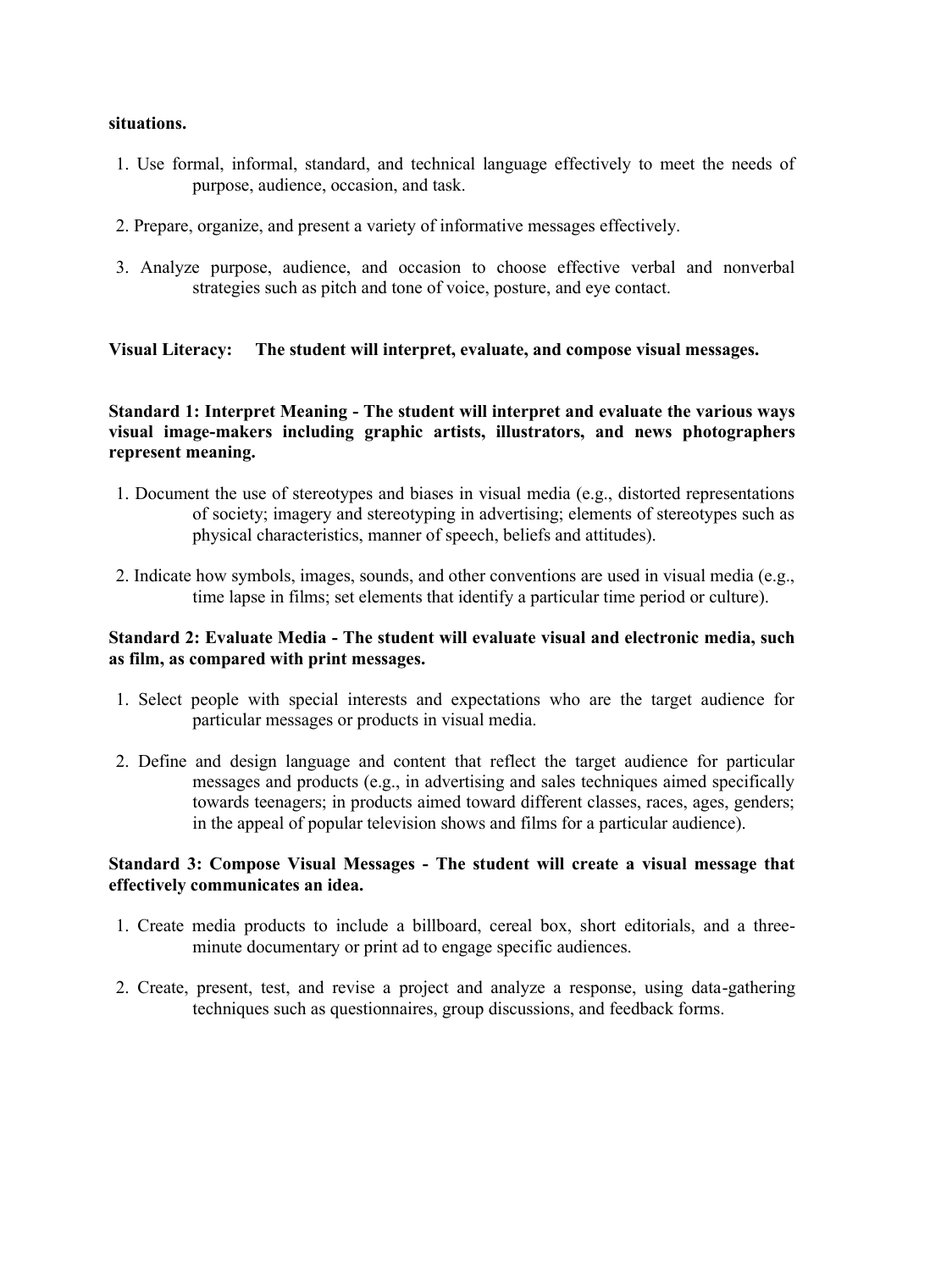**situations.**

1. Use formal, informal, standard, and technical language effectively to meet the needs of purpose, audience, occasion, and task.

2. Prepare, organize, and present a variety of informative messages effectively.

3. Analyze purpose, audience, and occasion to choose effective verbal and nonverbal strategies such as pitch and tone of voice, posture, and eye contact.

**Visual Literacy: The student will interpret, evaluate, and compose visual messages.**

**Standard 1: Interpret Meaning - The student will interpret and evaluate the various ways visual image-makers including graphic artists, illustrators, and news photographers represent meaning.**

1. Document the use of stereotypes and biases in visual media (e.g., distorted representations of society; imagery and stereotyping in advertising; elements of stereotypes such as physical characteristics, manner of speech, beliefs and attitudes).

2. Indicate how symbols, images, sounds, and other conventions are used in visual media (e.g., time lapse in films; set elements that identify a particular time period or culture).

**Standard 2: Evaluate Media - The student will evaluate visual and electronic media, such as film, as compared with print messages.**

1. Select people with special interests and expectations who are the target audience for particular messages or products in visual media.

2. Define and design language and content that reflect the target audience for particular messages and products (e.g., in advertising and sales techniques aimed specifically towards teenagers; in products aimed toward different classes, races, ages, genders; in the appeal of popular television shows and films for a particular audience).

**Standard 3: Compose Visual Messages - The student will create a visual message that effectively communicates an idea.**

1. Create media products to include a billboard, cereal box, short editorials, and a three-minute documentary or print ad to engage specific audiences.

2. Create, present, test, and revise a project and analyze a response, using data-gathering techniques such as questionnaires, group discussions, and feedback forms.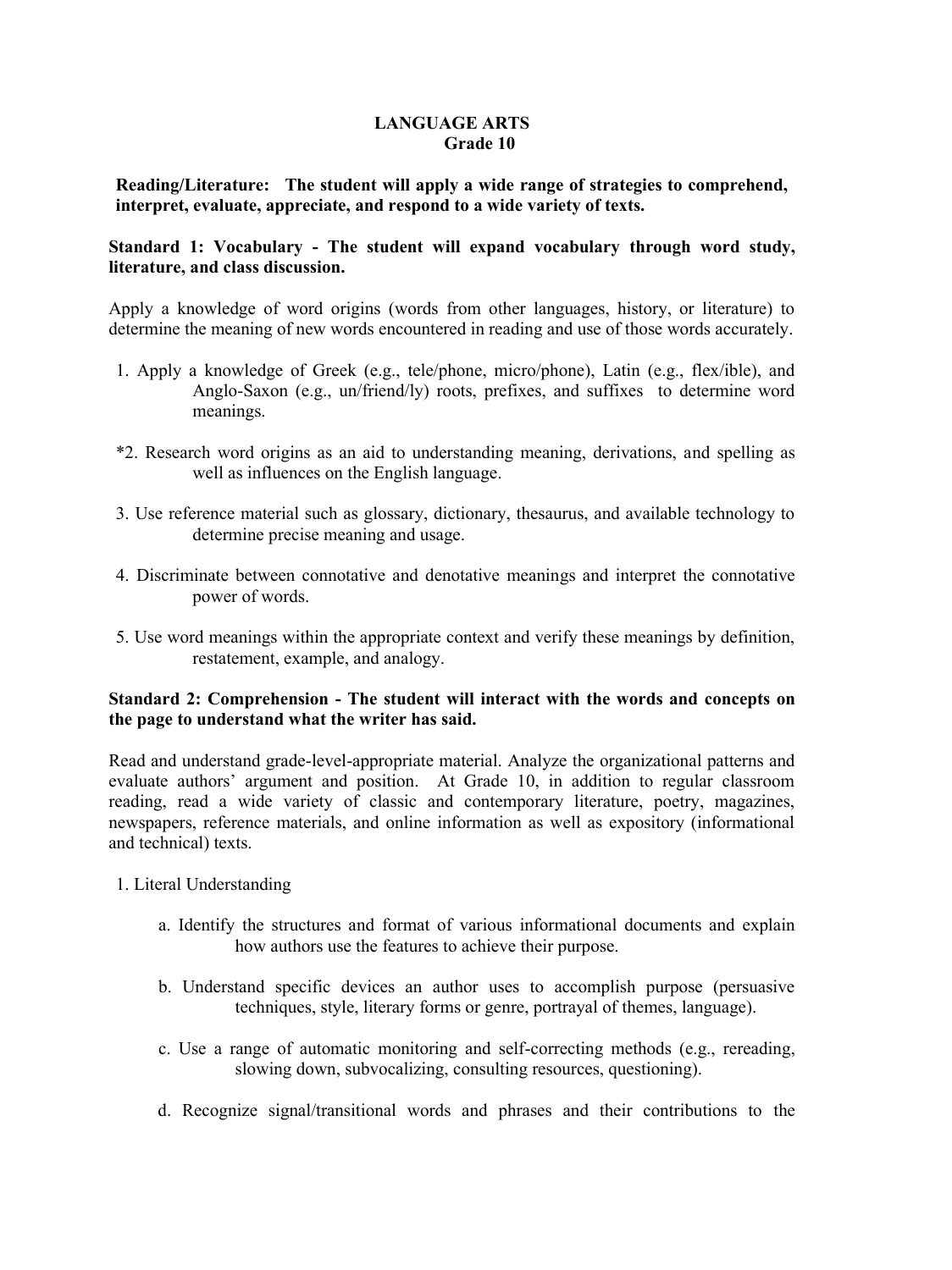# LANGUAGE ARTS
## Grade 10

**Reading/Literature: The student will apply a wide range of strategies to comprehend, interpret, evaluate, appreciate, and respond to a wide variety of texts.**

**Standard 1: Vocabulary - The student will expand vocabulary through word study, literature, and class discussion.**

Apply a knowledge of word origins (words from other languages, history, or literature) to determine the meaning of new words encountered in reading and use of those words accurately.

1. Apply a knowledge of Greek (e.g., tele/phone, micro/phone), Latin (e.g., flex/ible), and Anglo-Saxon (e.g., un/friend/ly) roots, prefixes, and suffixes to determine word meanings.

*2. Research word origins as an aid to understanding meaning, derivations, and spelling as well as influences on the English language.

3. Use reference material such as glossary, dictionary, thesaurus, and available technology to determine precise meaning and usage.

4. Discriminate between connotative and denotative meanings and interpret the connotative power of words.

5. Use word meanings within the appropriate context and verify these meanings by definition, restatement, example, and analogy.

**Standard 2: Comprehension - The student will interact with the words and concepts on the page to understand what the writer has said.**

Read and understand grade-level-appropriate material. Analyze the organizational patterns and evaluate authors' argument and position. At Grade 10, in addition to regular classroom reading, read a wide variety of classic and contemporary literature, poetry, magazines, newspapers, reference materials, and online information as well as expository (informational and technical) texts.

1. Literal Understanding

   a. Identify the structures and format of various informational documents and explain how authors use the features to achieve their purpose.

   b. Understand specific devices an author uses to accomplish purpose (persuasive techniques, style, literary forms or genre, portrayal of themes, language).

   c. Use a range of automatic monitoring and self-correcting methods (e.g., rereading, slowing down, subvocalizing, consulting resources, questioning).

   d. Recognize signal/transitional words and phrases and their contributions to the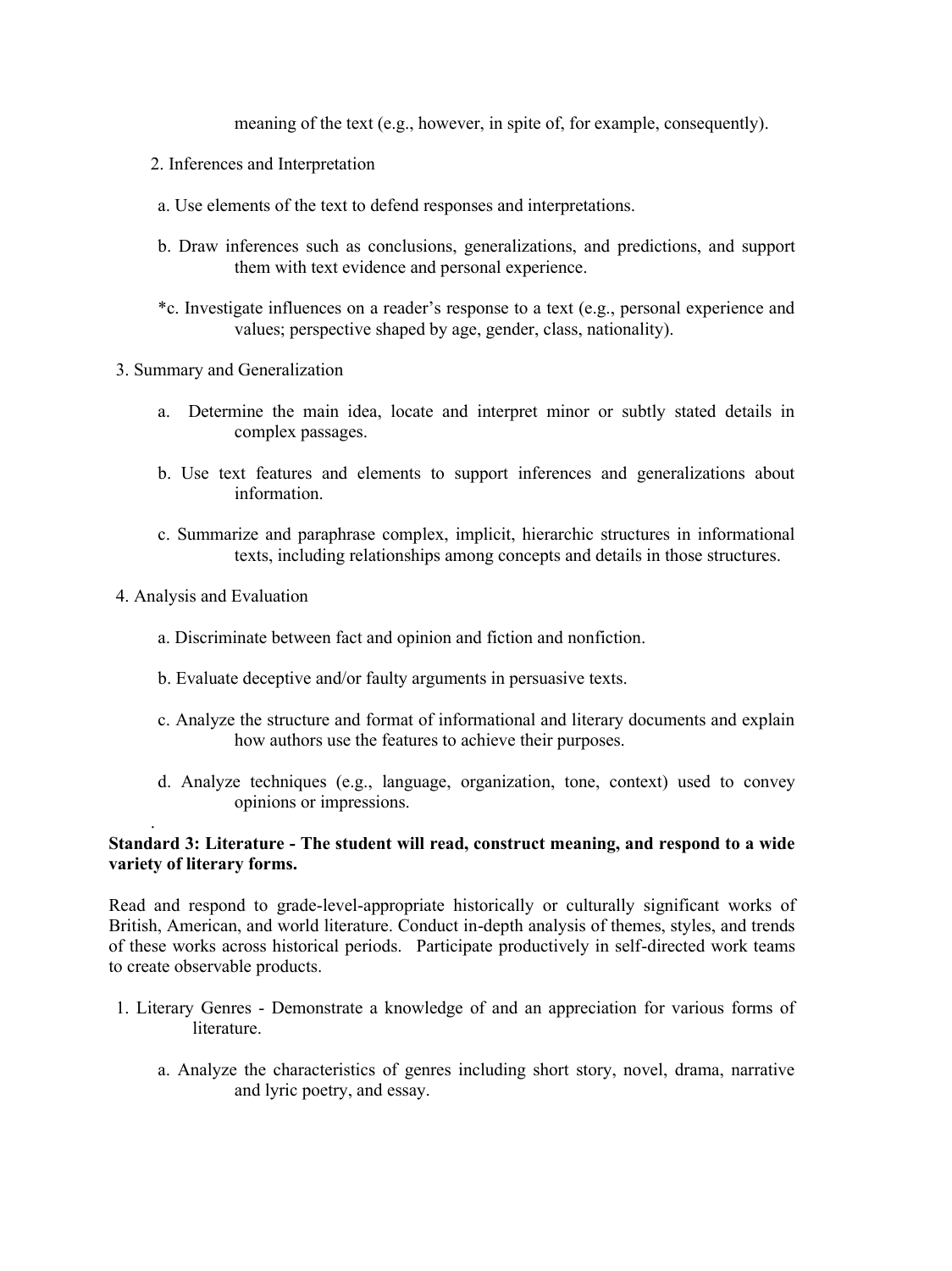meaning of the text (e.g., however, in spite of, for example, consequently).

2. Inferences and Interpretation

   a. Use elements of the text to defend responses and interpretations.

   b. Draw inferences such as conclusions, generalizations, and predictions, and support them with text evidence and personal experience.

   *c. Investigate influences on a reader's response to a text (e.g., personal experience and values; perspective shaped by age, gender, class, nationality).

3. Summary and Generalization

   a. Determine the main idea, locate and interpret minor or subtly stated details in complex passages.

   b. Use text features and elements to support inferences and generalizations about information.

   c. Summarize and paraphrase complex, implicit, hierarchic structures in informational texts, including relationships among concepts and details in those structures.

4. Analysis and Evaluation

   a. Discriminate between fact and opinion and fiction and nonfiction.

   b. Evaluate deceptive and/or faulty arguments in persuasive texts.

   c. Analyze the structure and format of informational and literary documents and explain how authors use the features to achieve their purposes.

   d. Analyze techniques (e.g., language, organization, tone, context) used to convey opinions or impressions.

**Standard 3: Literature - The student will read, construct meaning, and respond to a wide variety of literary forms.**

Read and respond to grade-level-appropriate historically or culturally significant works of British, American, and world literature. Conduct in-depth analysis of themes, styles, and trends of these works across historical periods. Participate productively in self-directed work teams to create observable products.

1. Literary Genres - Demonstrate a knowledge of and an appreciation for various forms of literature.

   a. Analyze the characteristics of genres including short story, novel, drama, narrative and lyric poetry, and essay.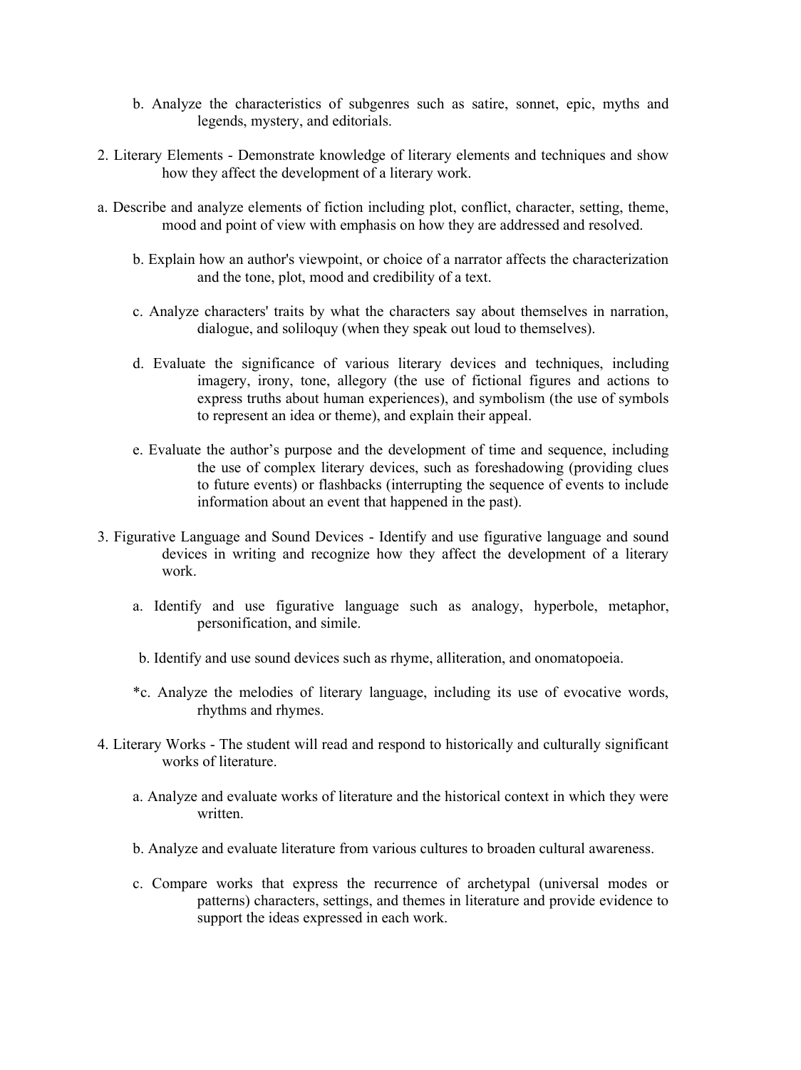b. Analyze the characteristics of subgenres such as satire, sonnet, epic, myths and legends, mystery, and editorials.

2. Literary Elements - Demonstrate knowledge of literary elements and techniques and show how they affect the development of a literary work.

a. Describe and analyze elements of fiction including plot, conflict, character, setting, theme, mood and point of view with emphasis on how they are addressed and resolved.

b. Explain how an author's viewpoint, or choice of a narrator affects the characterization and the tone, plot, mood and credibility of a text.

c. Analyze characters' traits by what the characters say about themselves in narration, dialogue, and soliloquy (when they speak out loud to themselves).

d. Evaluate the significance of various literary devices and techniques, including imagery, irony, tone, allegory (the use of fictional figures and actions to express truths about human experiences), and symbolism (the use of symbols to represent an idea or theme), and explain their appeal.

e. Evaluate the author's purpose and the development of time and sequence, including the use of complex literary devices, such as foreshadowing (providing clues to future events) or flashbacks (interrupting the sequence of events to include information about an event that happened in the past).

3. Figurative Language and Sound Devices - Identify and use figurative language and sound devices in writing and recognize how they affect the development of a literary work.

a. Identify and use figurative language such as analogy, hyperbole, metaphor, personification, and simile.

b. Identify and use sound devices such as rhyme, alliteration, and onomatopoeia.

*c. Analyze the melodies of literary language, including its use of evocative words, rhythms and rhymes.

4. Literary Works - The student will read and respond to historically and culturally significant works of literature.

a. Analyze and evaluate works of literature and the historical context in which they were written.

b. Analyze and evaluate literature from various cultures to broaden cultural awareness.

c. Compare works that express the recurrence of archetypal (universal modes or patterns) characters, settings, and themes in literature and provide evidence to support the ideas expressed in each work.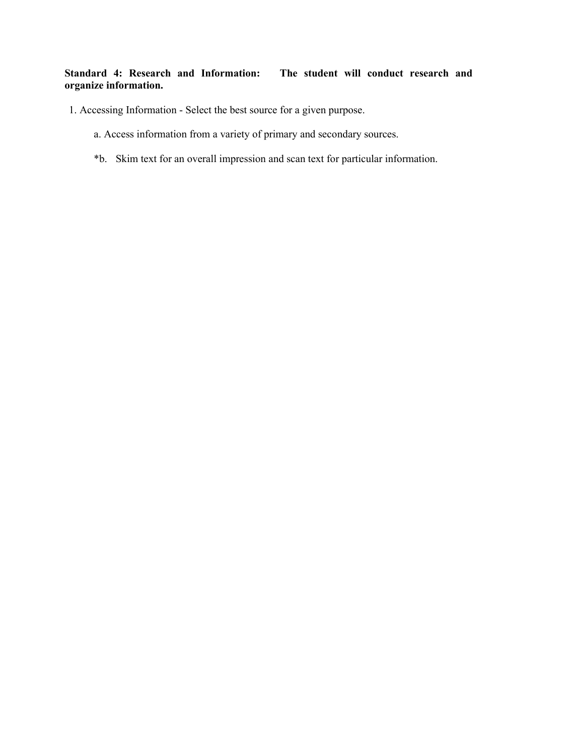**Standard 4: Research and Information: The student will conduct research and organize information.**

1. Accessing Information - Select the best source for a given purpose.

    a. Access information from a variety of primary and secondary sources.

    *b. Skim text for an overall impression and scan text for particular information.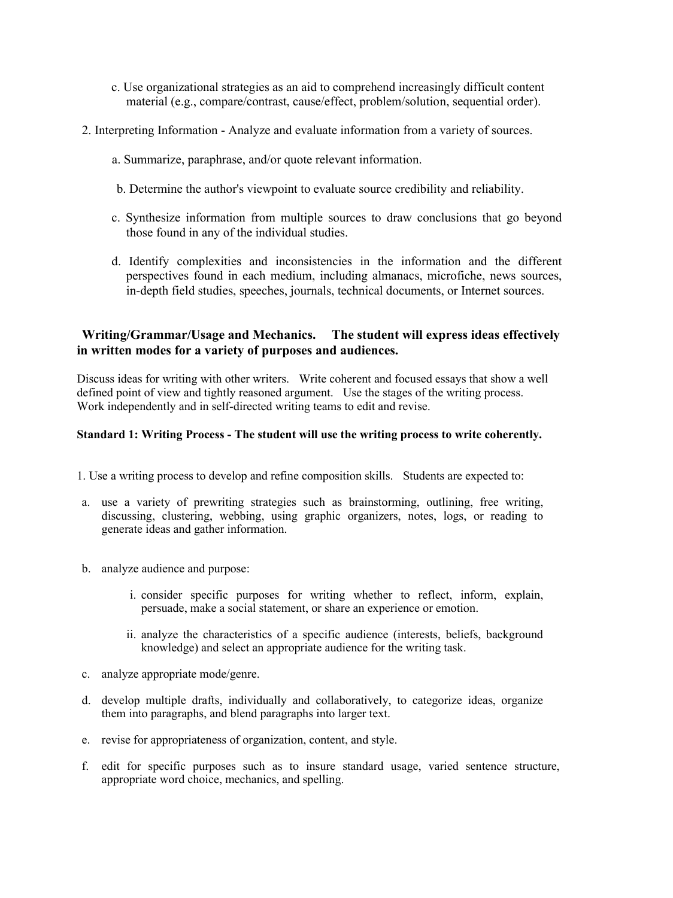c. Use organizational strategies as an aid to comprehend increasingly difficult content material (e.g., compare/contrast, cause/effect, problem/solution, sequential order).

2. Interpreting Information - Analyze and evaluate information from a variety of sources.

   a. Summarize, paraphrase, and/or quote relevant information.

   b. Determine the author's viewpoint to evaluate source credibility and reliability.

   c. Synthesize information from multiple sources to draw conclusions that go beyond those found in any of the individual studies.

   d. Identify complexities and inconsistencies in the information and the different perspectives found in each medium, including almanacs, microfiche, news sources, in-depth field studies, speeches, journals, technical documents, or Internet sources.

## Writing/Grammar/Usage and Mechanics. The student will express ideas effectively in written modes for a variety of purposes and audiences.

Discuss ideas for writing with other writers. Write coherent and focused essays that show a well defined point of view and tightly reasoned argument. Use the stages of the writing process. Work independently and in self-directed writing teams to edit and revise.

### Standard 1: Writing Process - The student will use the writing process to write coherently.

1. Use a writing process to develop and refine composition skills. Students are expected to:

   a. use a variety of prewriting strategies such as brainstorming, outlining, free writing, discussing, clustering, webbing, using graphic organizers, notes, logs, or reading to generate ideas and gather information.

   b. analyze audience and purpose:

      i. consider specific purposes for writing whether to reflect, inform, explain, persuade, make a social statement, or share an experience or emotion.

      ii. analyze the characteristics of a specific audience (interests, beliefs, background knowledge) and select an appropriate audience for the writing task.

   c. analyze appropriate mode/genre.

   d. develop multiple drafts, individually and collaboratively, to categorize ideas, organize them into paragraphs, and blend paragraphs into larger text.

   e. revise for appropriateness of organization, content, and style.

   f. edit for specific purposes such as to insure standard usage, varied sentence structure, appropriate word choice, mechanics, and spelling.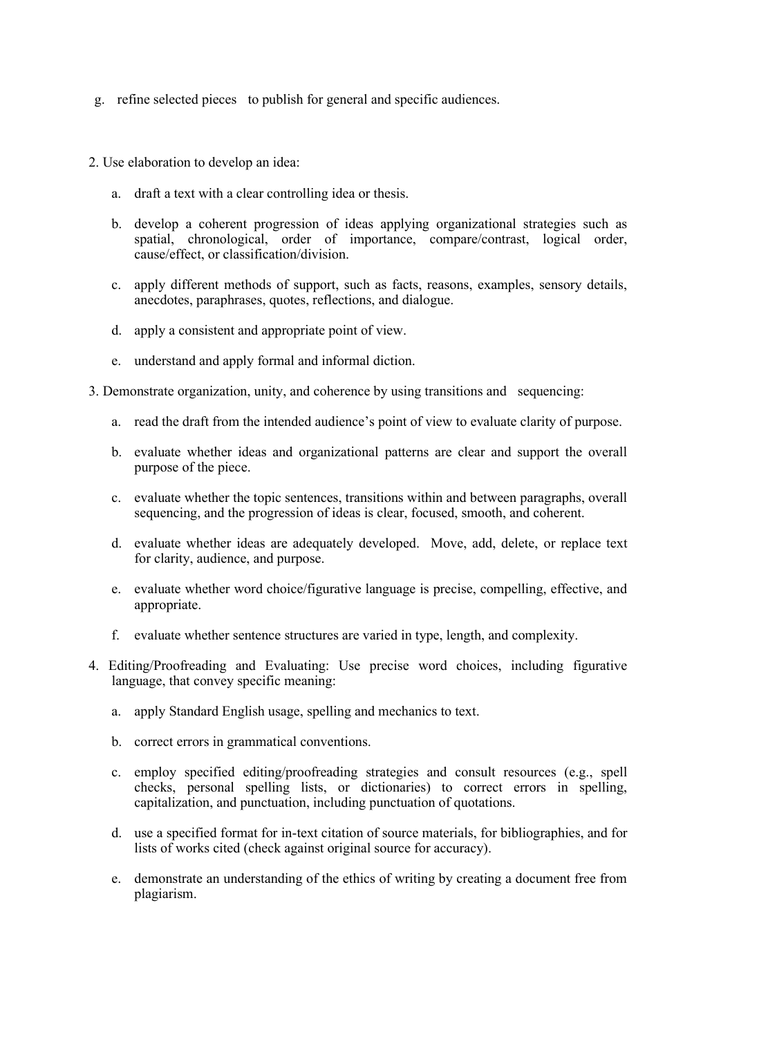g. refine selected pieces to publish for general and specific audiences.

2. Use elaboration to develop an idea:

   a. draft a text with a clear controlling idea or thesis.

   b. develop a coherent progression of ideas applying organizational strategies such as spatial, chronological, order of importance, compare/contrast, logical order, cause/effect, or classification/division.

   c. apply different methods of support, such as facts, reasons, examples, sensory details, anecdotes, paraphrases, quotes, reflections, and dialogue.

   d. apply a consistent and appropriate point of view.

   e. understand and apply formal and informal diction.

3. Demonstrate organization, unity, and coherence by using transitions and sequencing:

   a. read the draft from the intended audience's point of view to evaluate clarity of purpose.

   b. evaluate whether ideas and organizational patterns are clear and support the overall purpose of the piece.

   c. evaluate whether the topic sentences, transitions within and between paragraphs, overall sequencing, and the progression of ideas is clear, focused, smooth, and coherent.

   d. evaluate whether ideas are adequately developed. Move, add, delete, or replace text for clarity, audience, and purpose.

   e. evaluate whether word choice/figurative language is precise, compelling, effective, and appropriate.

   f. evaluate whether sentence structures are varied in type, length, and complexity.

4. Editing/Proofreading and Evaluating: Use precise word choices, including figurative language, that convey specific meaning:

   a. apply Standard English usage, spelling and mechanics to text.

   b. correct errors in grammatical conventions.

   c. employ specified editing/proofreading strategies and consult resources (e.g., spell checks, personal spelling lists, or dictionaries) to correct errors in spelling, capitalization, and punctuation, including punctuation of quotations.

   d. use a specified format for in-text citation of source materials, for bibliographies, and for lists of works cited (check against original source for accuracy).

   e. demonstrate an understanding of the ethics of writing by creating a document free from plagiarism.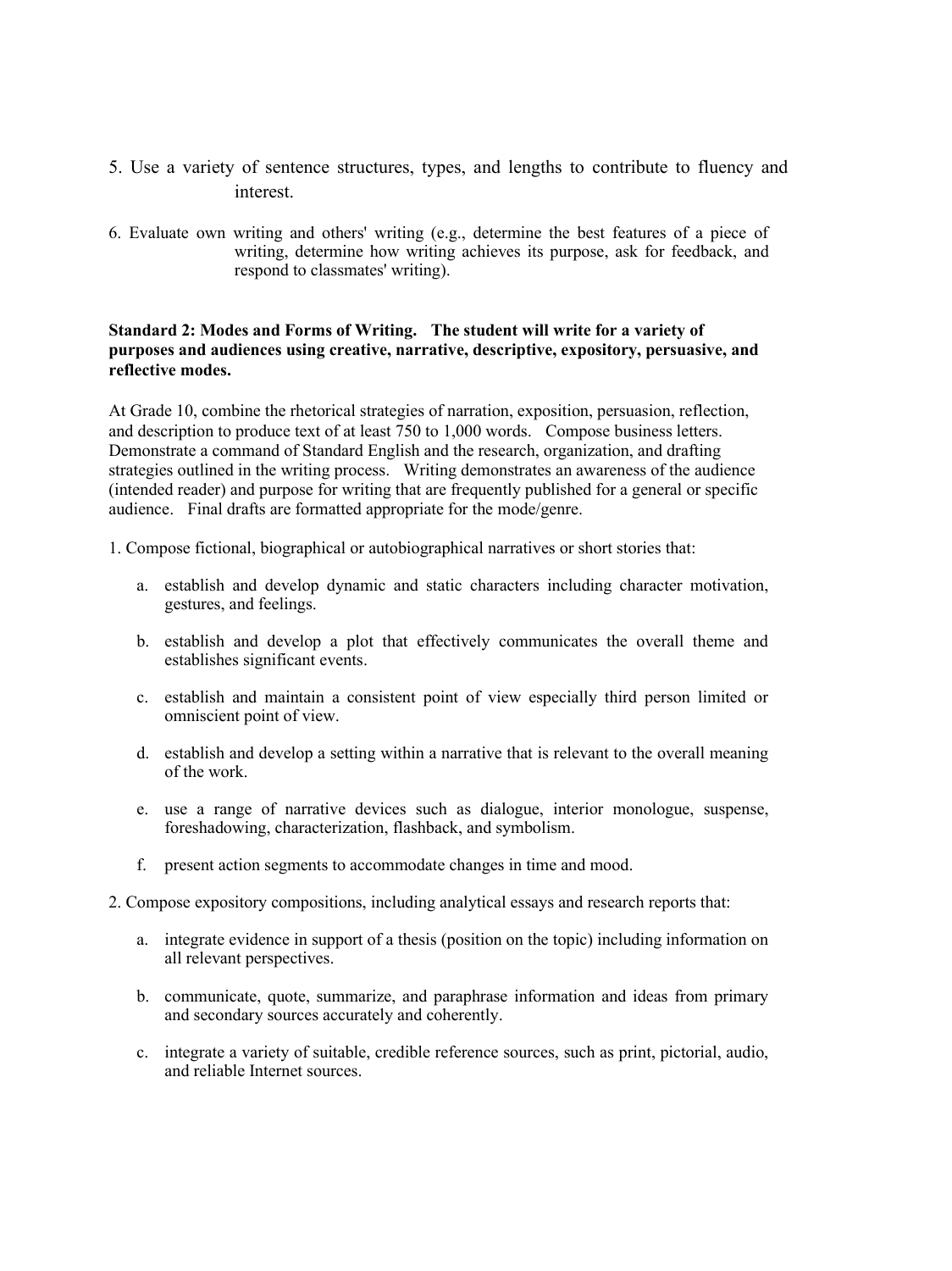5. Use a variety of sentence structures, types, and lengths to contribute to fluency and interest.

6. Evaluate own writing and others' writing (e.g., determine the best features of a piece of writing, determine how writing achieves its purpose, ask for feedback, and respond to classmates' writing).

**Standard 2: Modes and Forms of Writing. The student will write for a variety of purposes and audiences using creative, narrative, descriptive, expository, persuasive, and reflective modes.**

At Grade 10, combine the rhetorical strategies of narration, exposition, persuasion, reflection, and description to produce text of at least 750 to 1,000 words. Compose business letters. Demonstrate a command of Standard English and the research, organization, and drafting strategies outlined in the writing process. Writing demonstrates an awareness of the audience (intended reader) and purpose for writing that are frequently published for a general or specific audience. Final drafts are formatted appropriate for the mode/genre.

1. Compose fictional, biographical or autobiographical narratives or short stories that:

   a. establish and develop dynamic and static characters including character motivation, gestures, and feelings.

   b. establish and develop a plot that effectively communicates the overall theme and establishes significant events.

   c. establish and maintain a consistent point of view especially third person limited or omniscient point of view.

   d. establish and develop a setting within a narrative that is relevant to the overall meaning of the work.

   e. use a range of narrative devices such as dialogue, interior monologue, suspense, foreshadowing, characterization, flashback, and symbolism.

   f. present action segments to accommodate changes in time and mood.

2. Compose expository compositions, including analytical essays and research reports that:

   a. integrate evidence in support of a thesis (position on the topic) including information on all relevant perspectives.

   b. communicate, quote, summarize, and paraphrase information and ideas from primary and secondary sources accurately and coherently.

   c. integrate a variety of suitable, credible reference sources, such as print, pictorial, audio, and reliable Internet sources.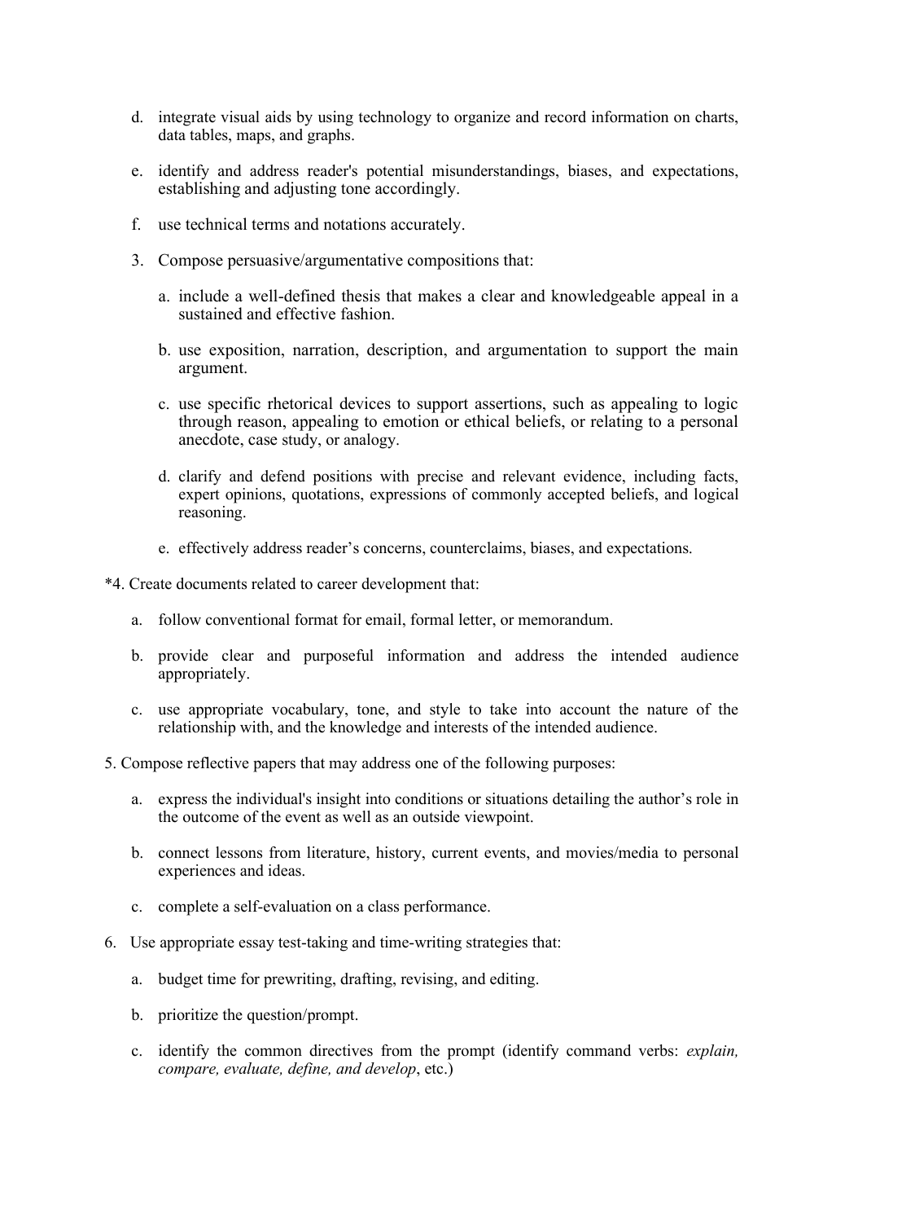d. integrate visual aids by using technology to organize and record information on charts, data tables, maps, and graphs.

e. identify and address reader's potential misunderstandings, biases, and expectations, establishing and adjusting tone accordingly.

f. use technical terms and notations accurately.

3. Compose persuasive/argumentative compositions that:

   a. include a well-defined thesis that makes a clear and knowledgeable appeal in a sustained and effective fashion.

   b. use exposition, narration, description, and argumentation to support the main argument.

   c. use specific rhetorical devices to support assertions, such as appealing to logic through reason, appealing to emotion or ethical beliefs, or relating to a personal anecdote, case study, or analogy.

   d. clarify and defend positions with precise and relevant evidence, including facts, expert opinions, quotations, expressions of commonly accepted beliefs, and logical reasoning.

   e. effectively address reader's concerns, counterclaims, biases, and expectations.

*4. Create documents related to career development that:

   a. follow conventional format for email, formal letter, or memorandum.

   b. provide clear and purposeful information and address the intended audience appropriately.

   c. use appropriate vocabulary, tone, and style to take into account the nature of the relationship with, and the knowledge and interests of the intended audience.

5. Compose reflective papers that may address one of the following purposes:

   a. express the individual's insight into conditions or situations detailing the author's role in the outcome of the event as well as an outside viewpoint.

   b. connect lessons from literature, history, current events, and movies/media to personal experiences and ideas.

   c. complete a self-evaluation on a class performance.

6. Use appropriate essay test-taking and time-writing strategies that:

   a. budget time for prewriting, drafting, revising, and editing.

   b. prioritize the question/prompt.

   c. identify the common directives from the prompt (identify command verbs: *explain, compare, evaluate, define, and develop*, etc.)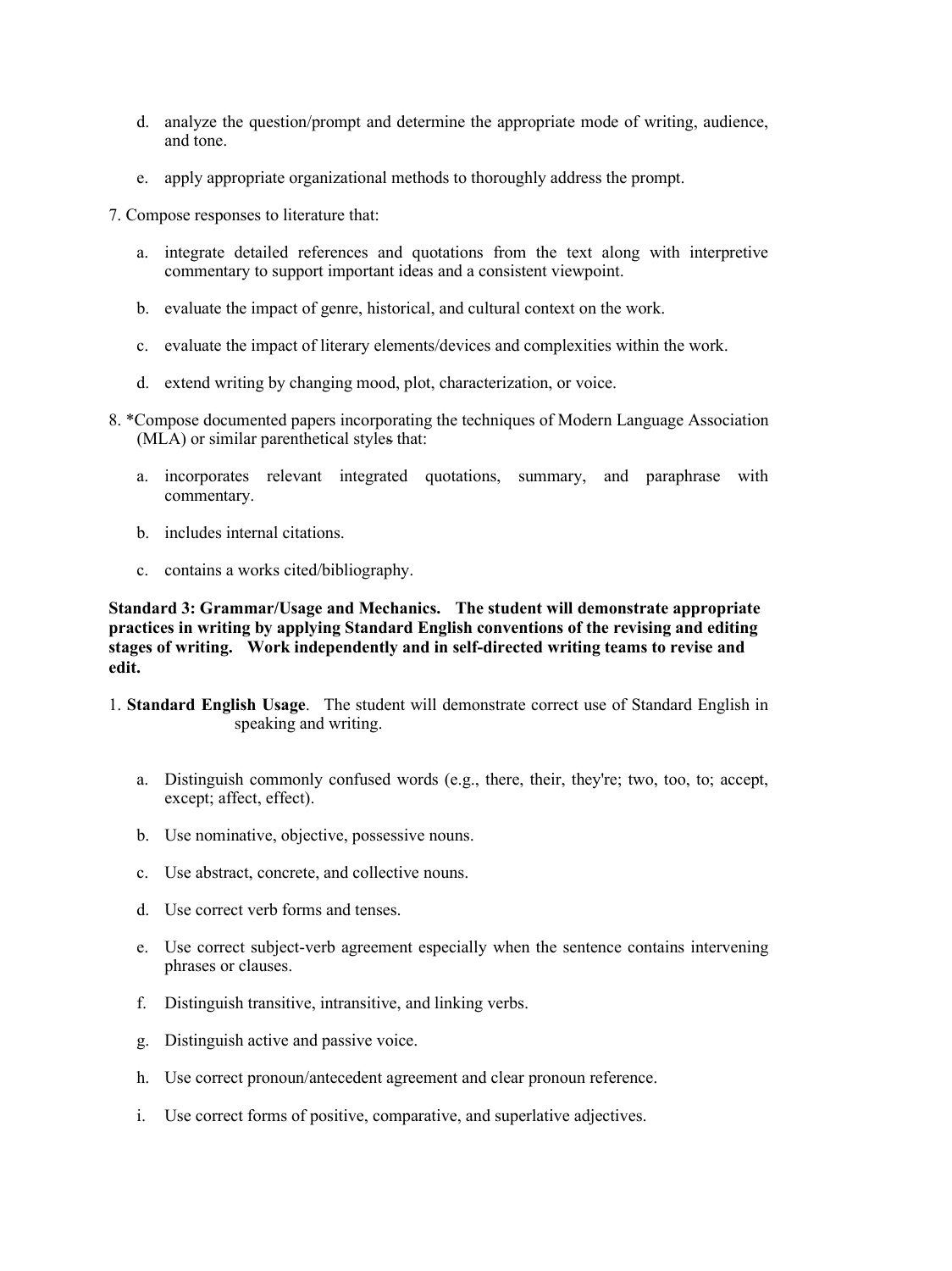d. analyze the question/prompt and determine the appropriate mode of writing, audience, and tone.

e. apply appropriate organizational methods to thoroughly address the prompt.

7. Compose responses to literature that:

   a. integrate detailed references and quotations from the text along with interpretive commentary to support important ideas and a consistent viewpoint.

   b. evaluate the impact of genre, historical, and cultural context on the work.

   c. evaluate the impact of literary elements/devices and complexities within the work.

   d. extend writing by changing mood, plot, characterization, or voice.

8. *Compose documented papers incorporating the techniques of Modern Language Association (MLA) or similar parenthetical styles that:

   a. incorporates relevant integrated quotations, summary, and paraphrase with commentary.

   b. includes internal citations.

   c. contains a works cited/bibliography.

**Standard 3: Grammar/Usage and Mechanics. The student will demonstrate appropriate practices in writing by applying Standard English conventions of the revising and editing stages of writing. Work independently and in self-directed writing teams to revise and edit.**

1. **Standard English Usage**. The student will demonstrate correct use of Standard English in speaking and writing.

   a. Distinguish commonly confused words (e.g., there, their, they're; two, too, to; accept, except; affect, effect).

   b. Use nominative, objective, possessive nouns.

   c. Use abstract, concrete, and collective nouns.

   d. Use correct verb forms and tenses.

   e. Use correct subject-verb agreement especially when the sentence contains intervening phrases or clauses.

   f. Distinguish transitive, intransitive, and linking verbs.

   g. Distinguish active and passive voice.

   h. Use correct pronoun/antecedent agreement and clear pronoun reference.

   i. Use correct forms of positive, comparative, and superlative adjectives.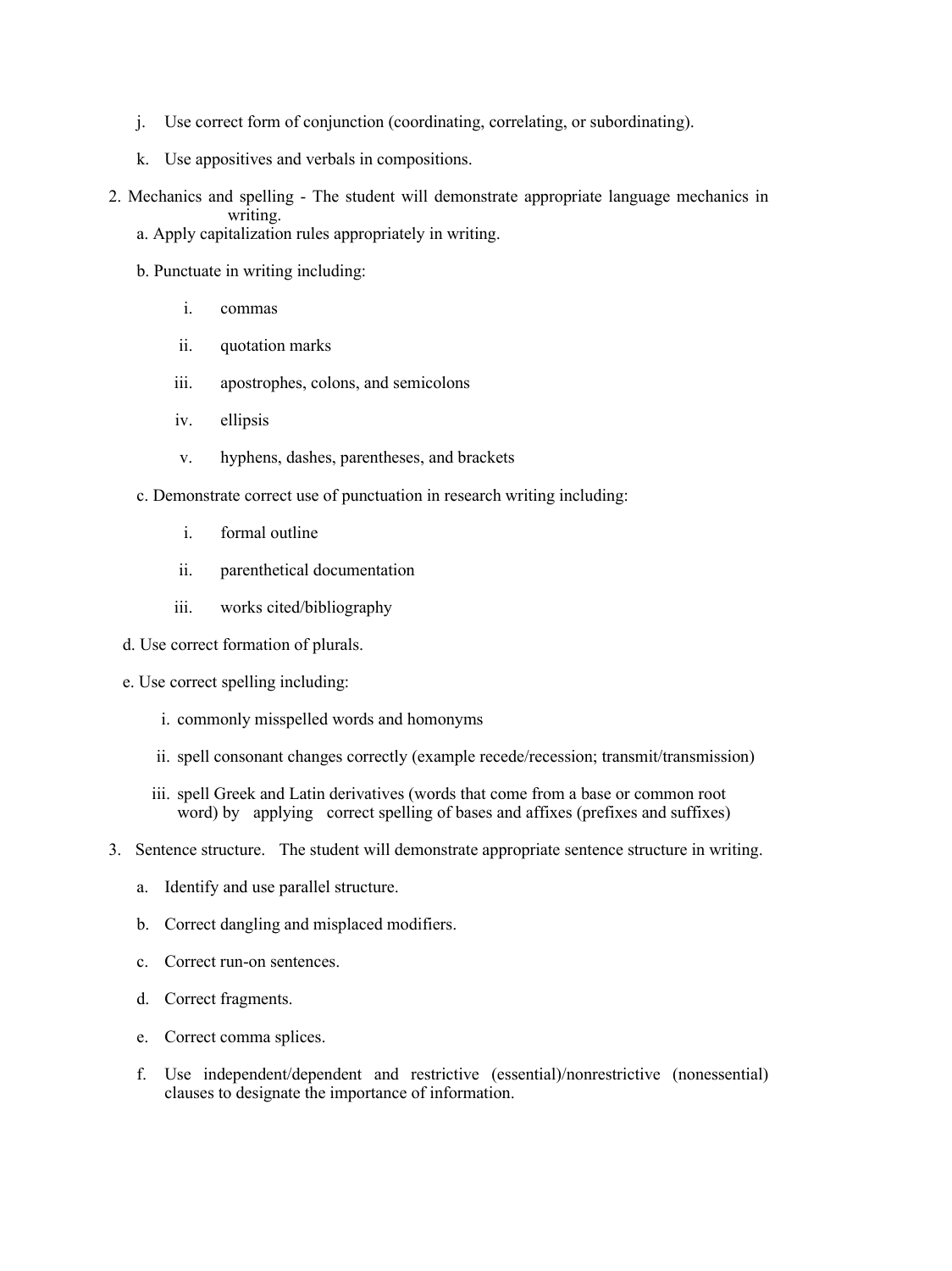j. Use correct form of conjunction (coordinating, correlating, or subordinating).

k. Use appositives and verbals in compositions.

2. Mechanics and spelling - The student will demonstrate appropriate language mechanics in writing.

   a. Apply capitalization rules appropriately in writing.

   b. Punctuate in writing including:

      i. commas

      ii. quotation marks

      iii. apostrophes, colons, and semicolons

      iv. ellipsis

      v. hyphens, dashes, parentheses, and brackets

   c. Demonstrate correct use of punctuation in research writing including:

      i. formal outline

      ii. parenthetical documentation

      iii. works cited/bibliography

   d. Use correct formation of plurals.

   e. Use correct spelling including:

      i. commonly misspelled words and homonyms

      ii. spell consonant changes correctly (example recede/recession; transmit/transmission)

      iii. spell Greek and Latin derivatives (words that come from a base or common root word) by applying correct spelling of bases and affixes (prefixes and suffixes)

3. Sentence structure. The student will demonstrate appropriate sentence structure in writing.

   a. Identify and use parallel structure.

   b. Correct dangling and misplaced modifiers.

   c. Correct run-on sentences.

   d. Correct fragments.

   e. Correct comma splices.

   f. Use independent/dependent and restrictive (essential)/nonrestrictive (nonessential) clauses to designate the importance of information.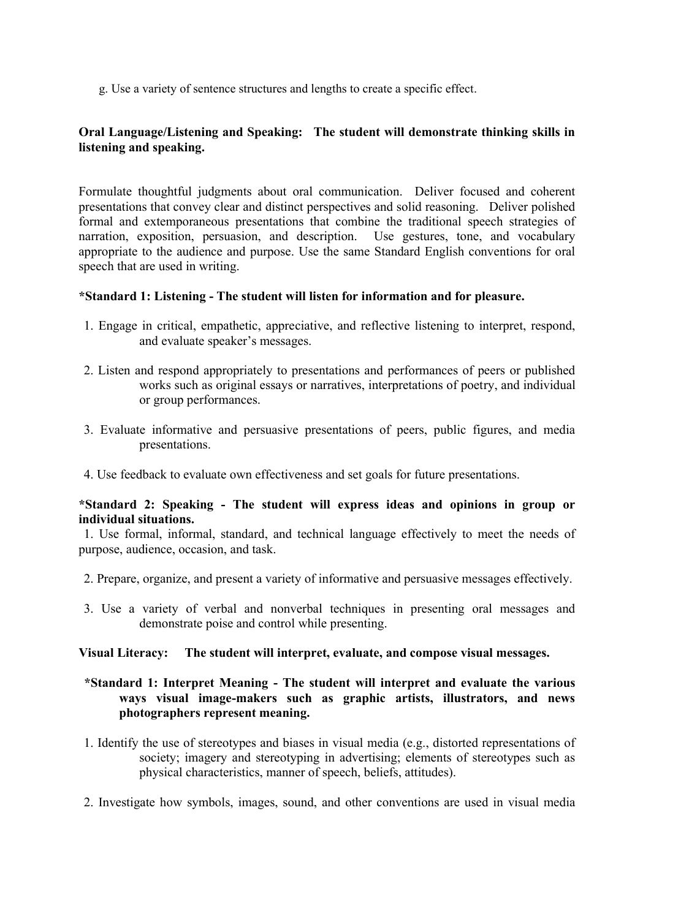g. Use a variety of sentence structures and lengths to create a specific effect.

**Oral Language/Listening and Speaking: The student will demonstrate thinking skills in listening and speaking.**

Formulate thoughtful judgments about oral communication. Deliver focused and coherent presentations that convey clear and distinct perspectives and solid reasoning. Deliver polished formal and extemporaneous presentations that combine the traditional speech strategies of narration, exposition, persuasion, and description. Use gestures, tone, and vocabulary appropriate to the audience and purpose. Use the same Standard English conventions for oral speech that are used in writing.

**\*Standard 1: Listening - The student will listen for information and for pleasure.**

1. Engage in critical, empathetic, appreciative, and reflective listening to interpret, respond, and evaluate speaker's messages.

2. Listen and respond appropriately to presentations and performances of peers or published works such as original essays or narratives, interpretations of poetry, and individual or group performances.

3. Evaluate informative and persuasive presentations of peers, public figures, and media presentations.

4. Use feedback to evaluate own effectiveness and set goals for future presentations.

**\*Standard 2: Speaking - The student will express ideas and opinions in group or individual situations.**

1. Use formal, informal, standard, and technical language effectively to meet the needs of purpose, audience, occasion, and task.

2. Prepare, organize, and present a variety of informative and persuasive messages effectively.

3. Use a variety of verbal and nonverbal techniques in presenting oral messages and demonstrate poise and control while presenting.

**Visual Literacy: The student will interpret, evaluate, and compose visual messages.**

**\*Standard 1: Interpret Meaning - The student will interpret and evaluate the various ways visual image-makers such as graphic artists, illustrators, and news photographers represent meaning.**

1. Identify the use of stereotypes and biases in visual media (e.g., distorted representations of society; imagery and stereotyping in advertising; elements of stereotypes such as physical characteristics, manner of speech, beliefs, attitudes).

2. Investigate how symbols, images, sound, and other conventions are used in visual media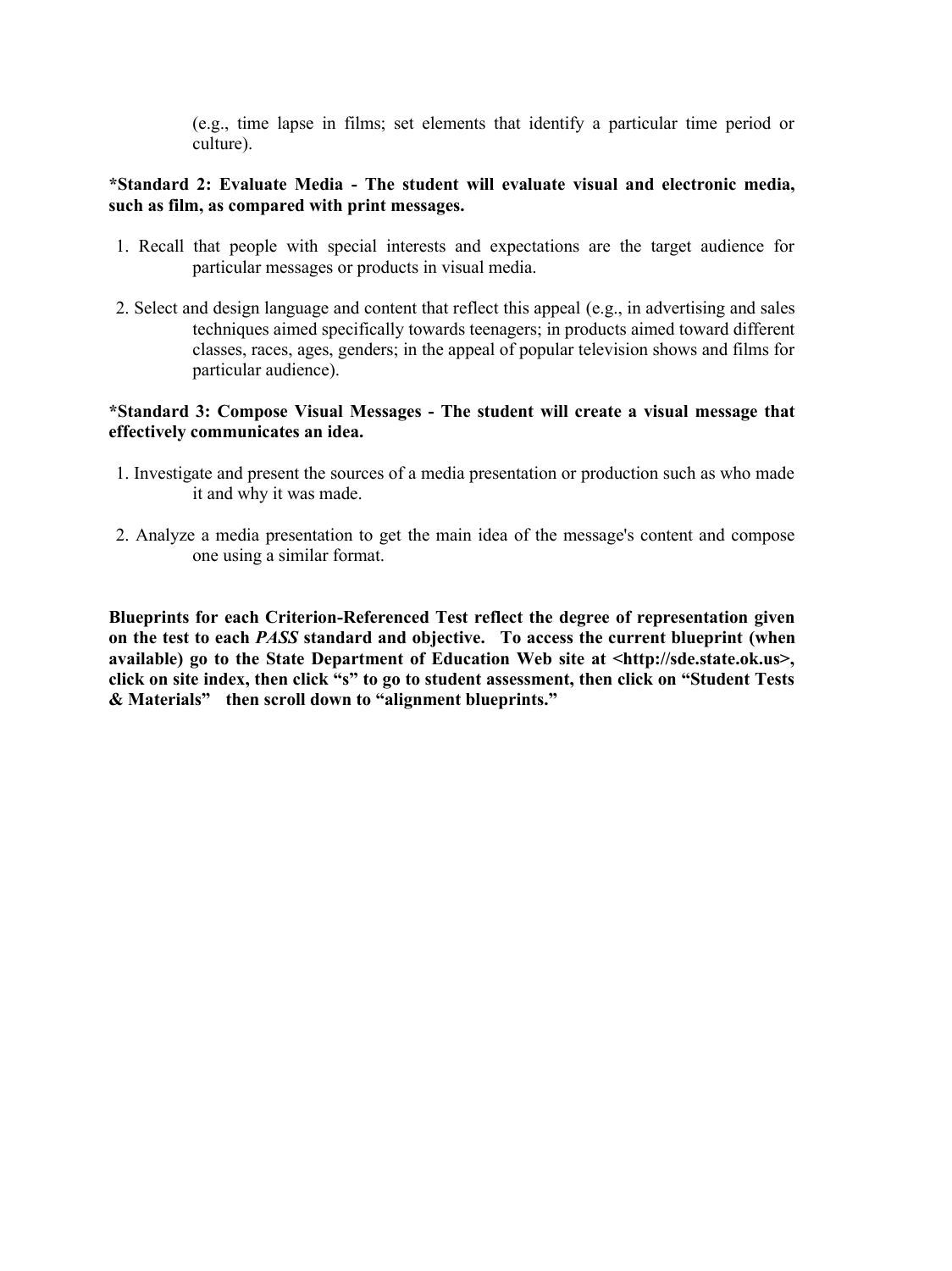(e.g., time lapse in films; set elements that identify a particular time period or culture).

**\*Standard 2: Evaluate Media - The student will evaluate visual and electronic media, such as film, as compared with print messages.**

1. Recall that people with special interests and expectations are the target audience for particular messages or products in visual media.

2. Select and design language and content that reflect this appeal (e.g., in advertising and sales techniques aimed specifically towards teenagers; in products aimed toward different classes, races, ages, genders; in the appeal of popular television shows and films for particular audience).

**\*Standard 3: Compose Visual Messages - The student will create a visual message that effectively communicates an idea.**

1. Investigate and present the sources of a media presentation or production such as who made it and why it was made.

2. Analyze a media presentation to get the main idea of the message's content and compose one using a similar format.

**Blueprints for each Criterion-Referenced Test reflect the degree of representation given on the test to each *PASS* standard and objective. To access the current blueprint (when available) go to the State Department of Education Web site at <http://sde.state.ok.us>, click on site index, then click "s" to go to student assessment, then click on "Student Tests & Materials" then scroll down to "alignment blueprints."**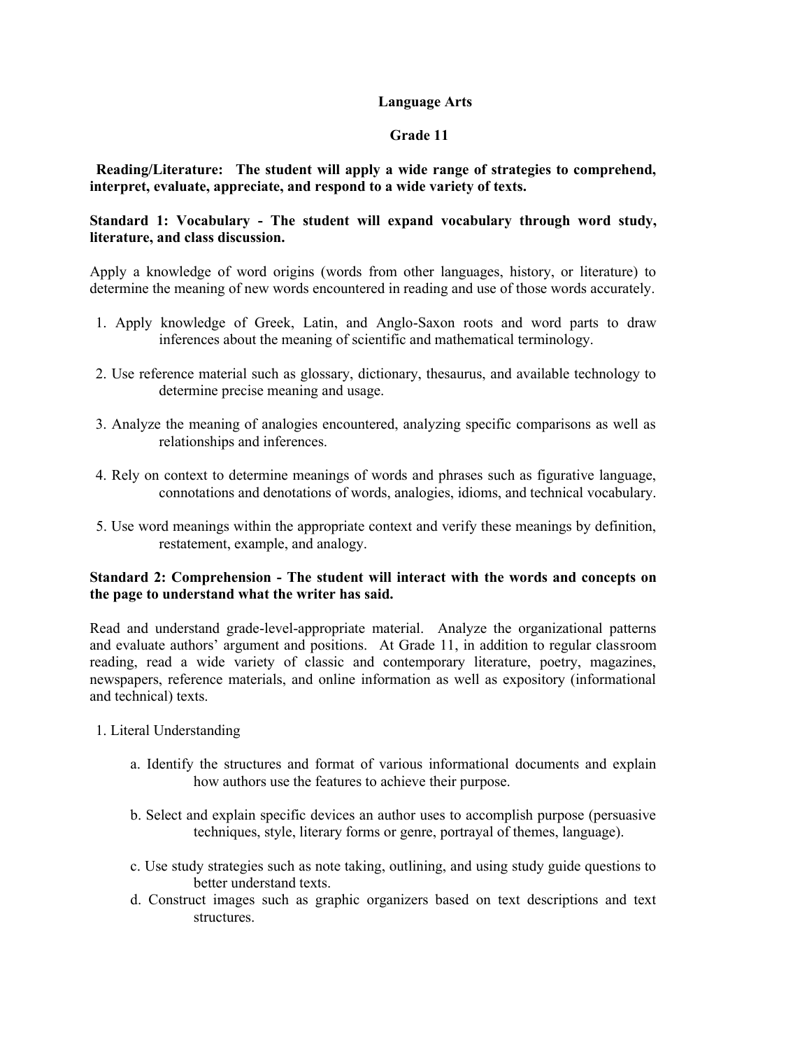# Language Arts

## Grade 11

**Reading/Literature: The student will apply a wide range of strategies to comprehend, interpret, evaluate, appreciate, and respond to a wide variety of texts.**

### Standard 1: Vocabulary - The student will expand vocabulary through word study, literature, and class discussion.

Apply a knowledge of word origins (words from other languages, history, or literature) to determine the meaning of new words encountered in reading and use of those words accurately.

1. Apply knowledge of Greek, Latin, and Anglo-Saxon roots and word parts to draw inferences about the meaning of scientific and mathematical terminology.
2. Use reference material such as glossary, dictionary, thesaurus, and available technology to determine precise meaning and usage.
3. Analyze the meaning of analogies encountered, analyzing specific comparisons as well as relationships and inferences.
4. Rely on context to determine meanings of words and phrases such as figurative language, connotations and denotations of words, analogies, idioms, and technical vocabulary.
5. Use word meanings within the appropriate context and verify these meanings by definition, restatement, example, and analogy.

### Standard 2: Comprehension - The student will interact with the words and concepts on the page to understand what the writer has said.

Read and understand grade-level-appropriate material. Analyze the organizational patterns and evaluate authors' argument and positions. At Grade 11, in addition to regular classroom reading, read a wide variety of classic and contemporary literature, poetry, magazines, newspapers, reference materials, and online information as well as expository (informational and technical) texts.

1. Literal Understanding
   a. Identify the structures and format of various informational documents and explain how authors use the features to achieve their purpose.
   b. Select and explain specific devices an author uses to accomplish purpose (persuasive techniques, style, literary forms or genre, portrayal of themes, language).
   c. Use study strategies such as note taking, outlining, and using study guide questions to better understand texts.
   d. Construct images such as graphic organizers based on text descriptions and text structures.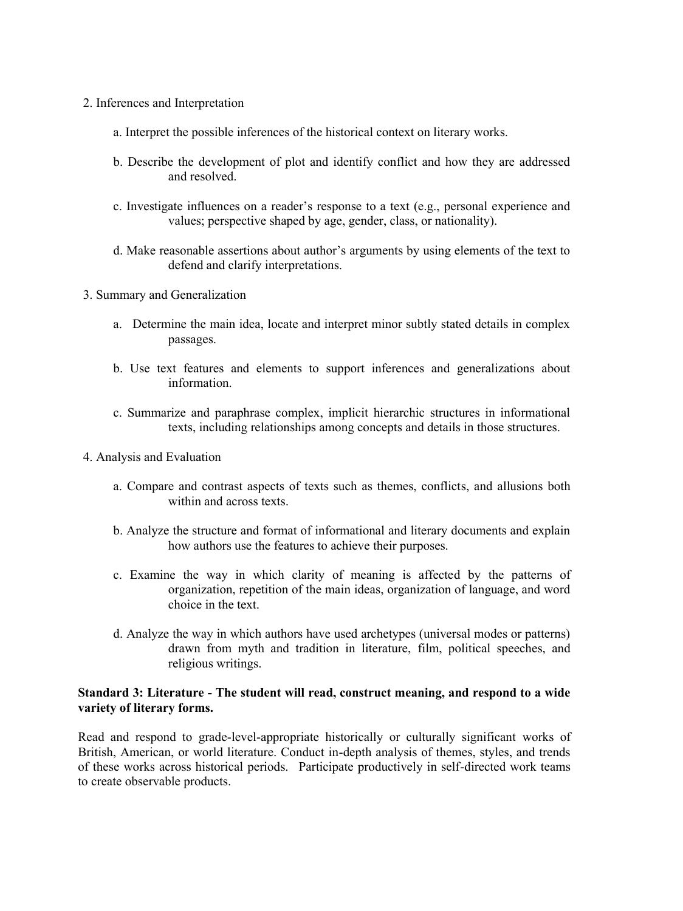2. Inferences and Interpretation

   a. Interpret the possible inferences of the historical context on literary works.

   b. Describe the development of plot and identify conflict and how they are addressed and resolved.

   c. Investigate influences on a reader's response to a text (e.g., personal experience and values; perspective shaped by age, gender, class, or nationality).

   d. Make reasonable assertions about author's arguments by using elements of the text to defend and clarify interpretations.

3. Summary and Generalization

   a. Determine the main idea, locate and interpret minor subtly stated details in complex passages.

   b. Use text features and elements to support inferences and generalizations about information.

   c. Summarize and paraphrase complex, implicit hierarchic structures in informational texts, including relationships among concepts and details in those structures.

4. Analysis and Evaluation

   a. Compare and contrast aspects of texts such as themes, conflicts, and allusions both within and across texts.

   b. Analyze the structure and format of informational and literary documents and explain how authors use the features to achieve their purposes.

   c. Examine the way in which clarity of meaning is affected by the patterns of organization, repetition of the main ideas, organization of language, and word choice in the text.

   d. Analyze the way in which authors have used archetypes (universal modes or patterns) drawn from myth and tradition in literature, film, political speeches, and religious writings.

**Standard 3: Literature - The student will read, construct meaning, and respond to a wide variety of literary forms.**

Read and respond to grade-level-appropriate historically or culturally significant works of British, American, or world literature. Conduct in-depth analysis of themes, styles, and trends of these works across historical periods. Participate productively in self-directed work teams to create observable products.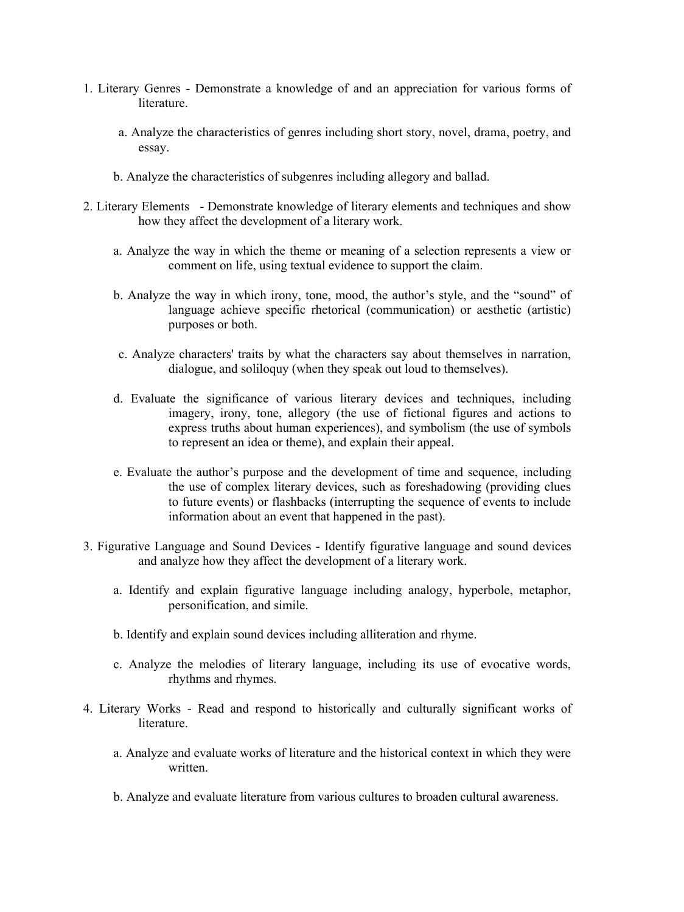1. Literary Genres - Demonstrate a knowledge of and an appreciation for various forms of literature.

    a. Analyze the characteristics of genres including short story, novel, drama, poetry, and essay.

    b. Analyze the characteristics of subgenres including allegory and ballad.

2. Literary Elements - Demonstrate knowledge of literary elements and techniques and show how they affect the development of a literary work.

    a. Analyze the way in which the theme or meaning of a selection represents a view or comment on life, using textual evidence to support the claim.

    b. Analyze the way in which irony, tone, mood, the author's style, and the "sound" of language achieve specific rhetorical (communication) or aesthetic (artistic) purposes or both.

    c. Analyze characters' traits by what the characters say about themselves in narration, dialogue, and soliloquy (when they speak out loud to themselves).

    d. Evaluate the significance of various literary devices and techniques, including imagery, irony, tone, allegory (the use of fictional figures and actions to express truths about human experiences), and symbolism (the use of symbols to represent an idea or theme), and explain their appeal.

    e. Evaluate the author's purpose and the development of time and sequence, including the use of complex literary devices, such as foreshadowing (providing clues to future events) or flashbacks (interrupting the sequence of events to include information about an event that happened in the past).

3. Figurative Language and Sound Devices - Identify figurative language and sound devices and analyze how they affect the development of a literary work.

    a. Identify and explain figurative language including analogy, hyperbole, metaphor, personification, and simile.

    b. Identify and explain sound devices including alliteration and rhyme.

    c. Analyze the melodies of literary language, including its use of evocative words, rhythms and rhymes.

4. Literary Works - Read and respond to historically and culturally significant works of literature.

    a. Analyze and evaluate works of literature and the historical context in which they were written.

    b. Analyze and evaluate literature from various cultures to broaden cultural awareness.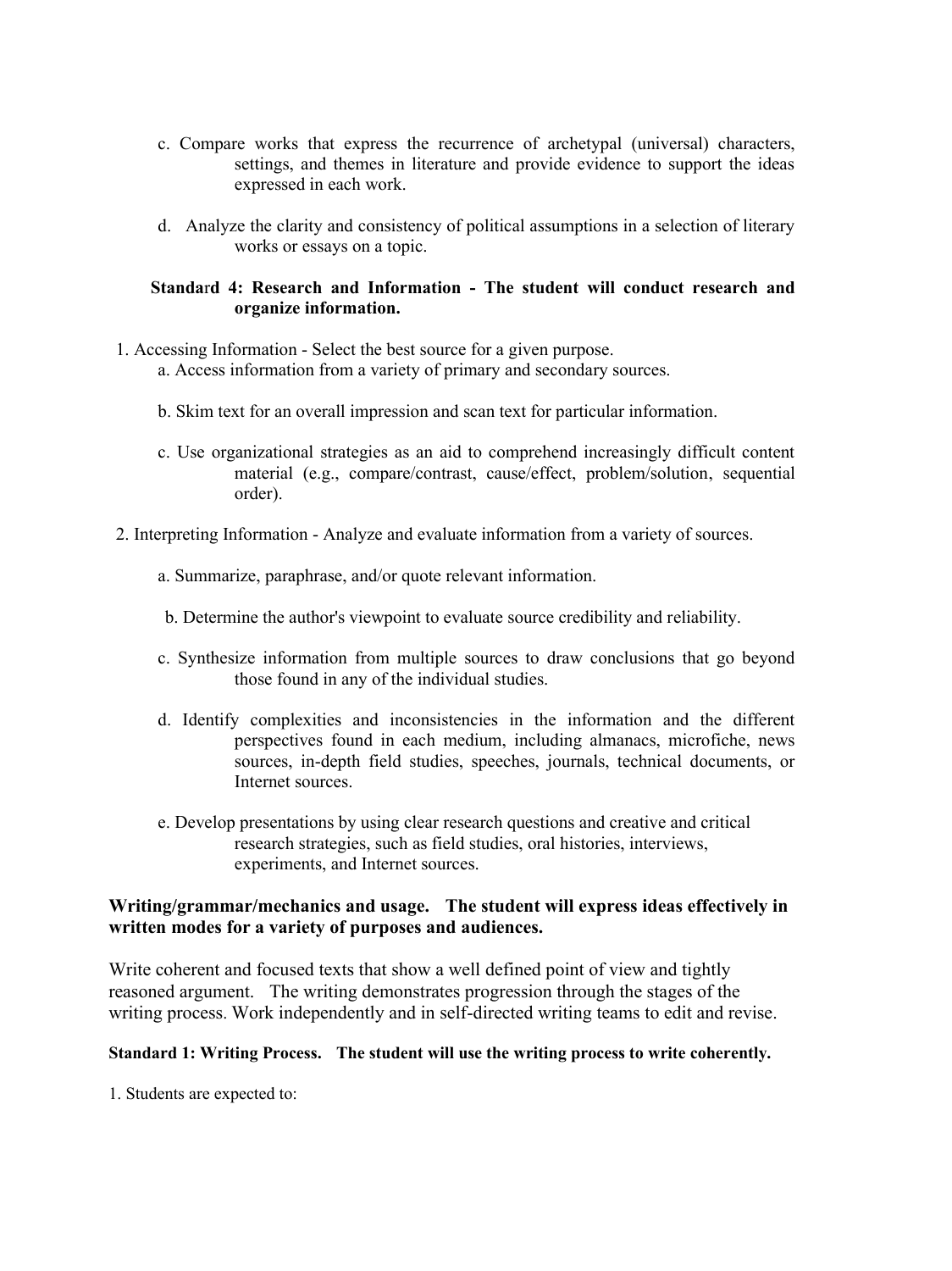c. Compare works that express the recurrence of archetypal (universal) characters, settings, and themes in literature and provide evidence to support the ideas expressed in each work.

d. Analyze the clarity and consistency of political assumptions in a selection of literary works or essays on a topic.

**Standard 4: Research and Information - The student will conduct research and organize information.**

1. Accessing Information - Select the best source for a given purpose.
   a. Access information from a variety of primary and secondary sources.

   b. Skim text for an overall impression and scan text for particular information.

   c. Use organizational strategies as an aid to comprehend increasingly difficult content material (e.g., compare/contrast, cause/effect, problem/solution, sequential order).

2. Interpreting Information - Analyze and evaluate information from a variety of sources.

   a. Summarize, paraphrase, and/or quote relevant information.

   b. Determine the author's viewpoint to evaluate source credibility and reliability.

   c. Synthesize information from multiple sources to draw conclusions that go beyond those found in any of the individual studies.

   d. Identify complexities and inconsistencies in the information and the different perspectives found in each medium, including almanacs, microfiche, news sources, in-depth field studies, speeches, journals, technical documents, or Internet sources.

   e. Develop presentations by using clear research questions and creative and critical research strategies, such as field studies, oral histories, interviews, experiments, and Internet sources.

**Writing/grammar/mechanics and usage. The student will express ideas effectively in written modes for a variety of purposes and audiences.**

Write coherent and focused texts that show a well defined point of view and tightly reasoned argument. The writing demonstrates progression through the stages of the writing process. Work independently and in self-directed writing teams to edit and revise.

**Standard 1: Writing Process. The student will use the writing process to write coherently.**

1. Students are expected to: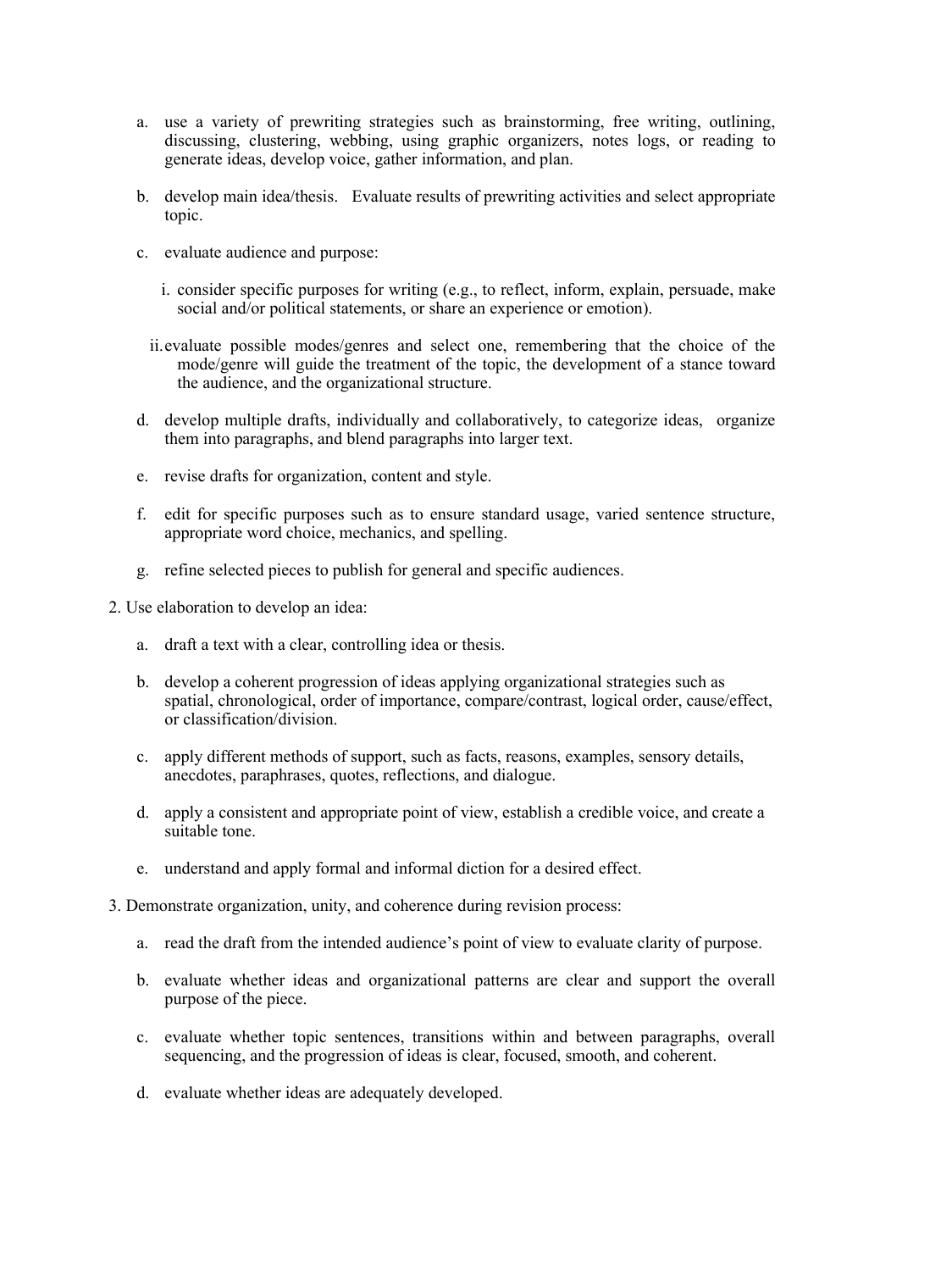a. use a variety of prewriting strategies such as brainstorming, free writing, outlining, discussing, clustering, webbing, using graphic organizers, notes logs, or reading to generate ideas, develop voice, gather information, and plan.

b. develop main idea/thesis. Evaluate results of prewriting activities and select appropriate topic.

c. evaluate audience and purpose:

   i. consider specific purposes for writing (e.g., to reflect, inform, explain, persuade, make social and/or political statements, or share an experience or emotion).

   ii. evaluate possible modes/genres and select one, remembering that the choice of the mode/genre will guide the treatment of the topic, the development of a stance toward the audience, and the organizational structure.

d. develop multiple drafts, individually and collaboratively, to categorize ideas, organize them into paragraphs, and blend paragraphs into larger text.

e. revise drafts for organization, content and style.

f. edit for specific purposes such as to ensure standard usage, varied sentence structure, appropriate word choice, mechanics, and spelling.

g. refine selected pieces to publish for general and specific audiences.

2. Use elaboration to develop an idea:

   a. draft a text with a clear, controlling idea or thesis.

   b. develop a coherent progression of ideas applying organizational strategies such as spatial, chronological, order of importance, compare/contrast, logical order, cause/effect, or classification/division.

   c. apply different methods of support, such as facts, reasons, examples, sensory details, anecdotes, paraphrases, quotes, reflections, and dialogue.

   d. apply a consistent and appropriate point of view, establish a credible voice, and create a suitable tone.

   e. understand and apply formal and informal diction for a desired effect.

3. Demonstrate organization, unity, and coherence during revision process:

   a. read the draft from the intended audience's point of view to evaluate clarity of purpose.

   b. evaluate whether ideas and organizational patterns are clear and support the overall purpose of the piece.

   c. evaluate whether topic sentences, transitions within and between paragraphs, overall sequencing, and the progression of ideas is clear, focused, smooth, and coherent.

   d. evaluate whether ideas are adequately developed.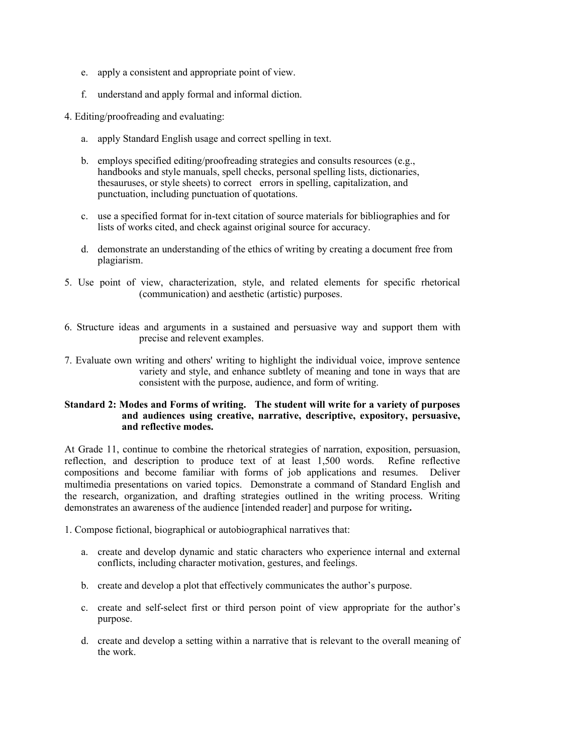e. apply a consistent and appropriate point of view.

f. understand and apply formal and informal diction.

4. Editing/proofreading and evaluating:

   a. apply Standard English usage and correct spelling in text.

   b. employs specified editing/proofreading strategies and consults resources (e.g., handbooks and style manuals, spell checks, personal spelling lists, dictionaries, thesauruses, or style sheets) to correct errors in spelling, capitalization, and punctuation, including punctuation of quotations.

   c. use a specified format for in-text citation of source materials for bibliographies and for lists of works cited, and check against original source for accuracy.

   d. demonstrate an understanding of the ethics of writing by creating a document free from plagiarism.

5. Use point of view, characterization, style, and related elements for specific rhetorical (communication) and aesthetic (artistic) purposes.

6. Structure ideas and arguments in a sustained and persuasive way and support them with precise and relevent examples.

7. Evaluate own writing and others' writing to highlight the individual voice, improve sentence variety and style, and enhance subtlety of meaning and tone in ways that are consistent with the purpose, audience, and form of writing.

**Standard 2: Modes and Forms of writing. The student will write for a variety of purposes and audiences using creative, narrative, descriptive, expository, persuasive, and reflective modes.**

At Grade 11, continue to combine the rhetorical strategies of narration, exposition, persuasion, reflection, and description to produce text of at least 1,500 words. Refine reflective compositions and become familiar with forms of job applications and resumes. Deliver multimedia presentations on varied topics. Demonstrate a command of Standard English and the research, organization, and drafting strategies outlined in the writing process. Writing demonstrates an awareness of the audience [intended reader] and purpose for writing**.**

1. Compose fictional, biographical or autobiographical narratives that:

   a. create and develop dynamic and static characters who experience internal and external conflicts, including character motivation, gestures, and feelings.

   b. create and develop a plot that effectively communicates the author's purpose.

   c. create and self-select first or third person point of view appropriate for the author's purpose.

   d. create and develop a setting within a narrative that is relevant to the overall meaning of the work.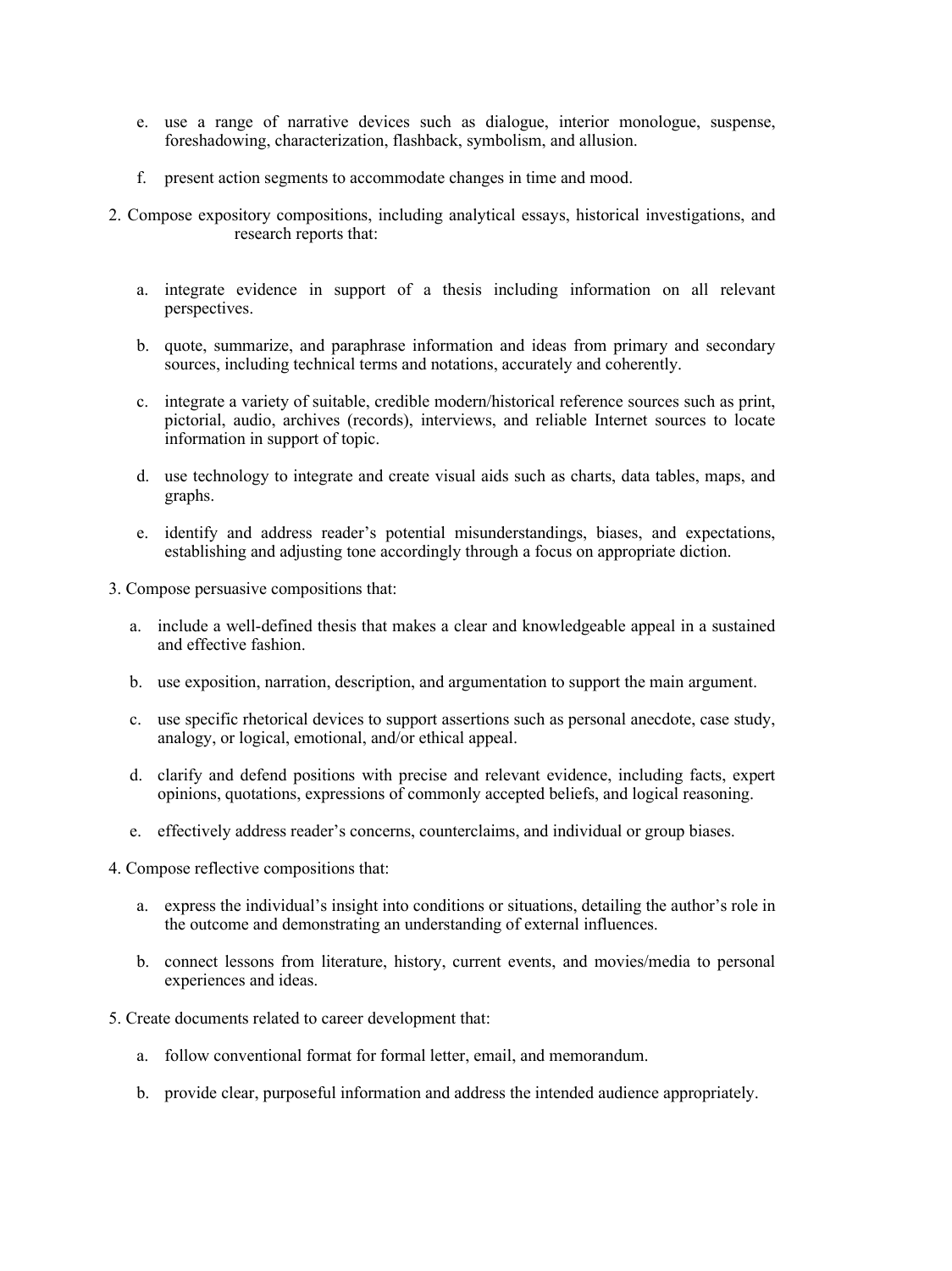e. use a range of narrative devices such as dialogue, interior monologue, suspense, foreshadowing, characterization, flashback, symbolism, and allusion.

   f. present action segments to accommodate changes in time and mood.

2. Compose expository compositions, including analytical essays, historical investigations, and research reports that:

   a. integrate evidence in support of a thesis including information on all relevant perspectives.

   b. quote, summarize, and paraphrase information and ideas from primary and secondary sources, including technical terms and notations, accurately and coherently.

   c. integrate a variety of suitable, credible modern/historical reference sources such as print, pictorial, audio, archives (records), interviews, and reliable Internet sources to locate information in support of topic.

   d. use technology to integrate and create visual aids such as charts, data tables, maps, and graphs.

   e. identify and address reader's potential misunderstandings, biases, and expectations, establishing and adjusting tone accordingly through a focus on appropriate diction.

3. Compose persuasive compositions that:

   a. include a well-defined thesis that makes a clear and knowledgeable appeal in a sustained and effective fashion.

   b. use exposition, narration, description, and argumentation to support the main argument.

   c. use specific rhetorical devices to support assertions such as personal anecdote, case study, analogy, or logical, emotional, and/or ethical appeal.

   d. clarify and defend positions with precise and relevant evidence, including facts, expert opinions, quotations, expressions of commonly accepted beliefs, and logical reasoning.

   e. effectively address reader's concerns, counterclaims, and individual or group biases.

4. Compose reflective compositions that:

   a. express the individual's insight into conditions or situations, detailing the author's role in the outcome and demonstrating an understanding of external influences.

   b. connect lessons from literature, history, current events, and movies/media to personal experiences and ideas.

5. Create documents related to career development that:

   a. follow conventional format for formal letter, email, and memorandum.

   b. provide clear, purposeful information and address the intended audience appropriately.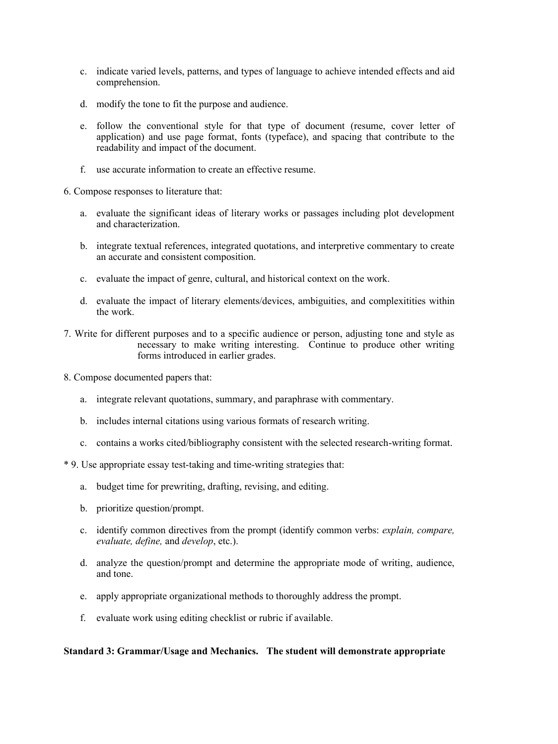c. indicate varied levels, patterns, and types of language to achieve intended effects and aid comprehension.

d. modify the tone to fit the purpose and audience.

e. follow the conventional style for that type of document (resume, cover letter of application) and use page format, fonts (typeface), and spacing that contribute to the readability and impact of the document.

f. use accurate information to create an effective resume.

6. Compose responses to literature that:

   a. evaluate the significant ideas of literary works or passages including plot development and characterization.

   b. integrate textual references, integrated quotations, and interpretive commentary to create an accurate and consistent composition.

   c. evaluate the impact of genre, cultural, and historical context on the work.

   d. evaluate the impact of literary elements/devices, ambiguities, and complexitities within the work.

7. Write for different purposes and to a specific audience or person, adjusting tone and style as necessary to make writing interesting. Continue to produce other writing forms introduced in earlier grades.

8. Compose documented papers that:

   a. integrate relevant quotations, summary, and paraphrase with commentary.

   b. includes internal citations using various formats of research writing.

   c. contains a works cited/bibliography consistent with the selected research-writing format.

\* 9. Use appropriate essay test-taking and time-writing strategies that:

   a. budget time for prewriting, drafting, revising, and editing.

   b. prioritize question/prompt.

   c. identify common directives from the prompt (identify common verbs: *explain, compare, evaluate, define,* and *develop*, etc.).

   d. analyze the question/prompt and determine the appropriate mode of writing, audience, and tone.

   e. apply appropriate organizational methods to thoroughly address the prompt.

   f. evaluate work using editing checklist or rubric if available.

**Standard 3: Grammar/Usage and Mechanics. The student will demonstrate appropriate**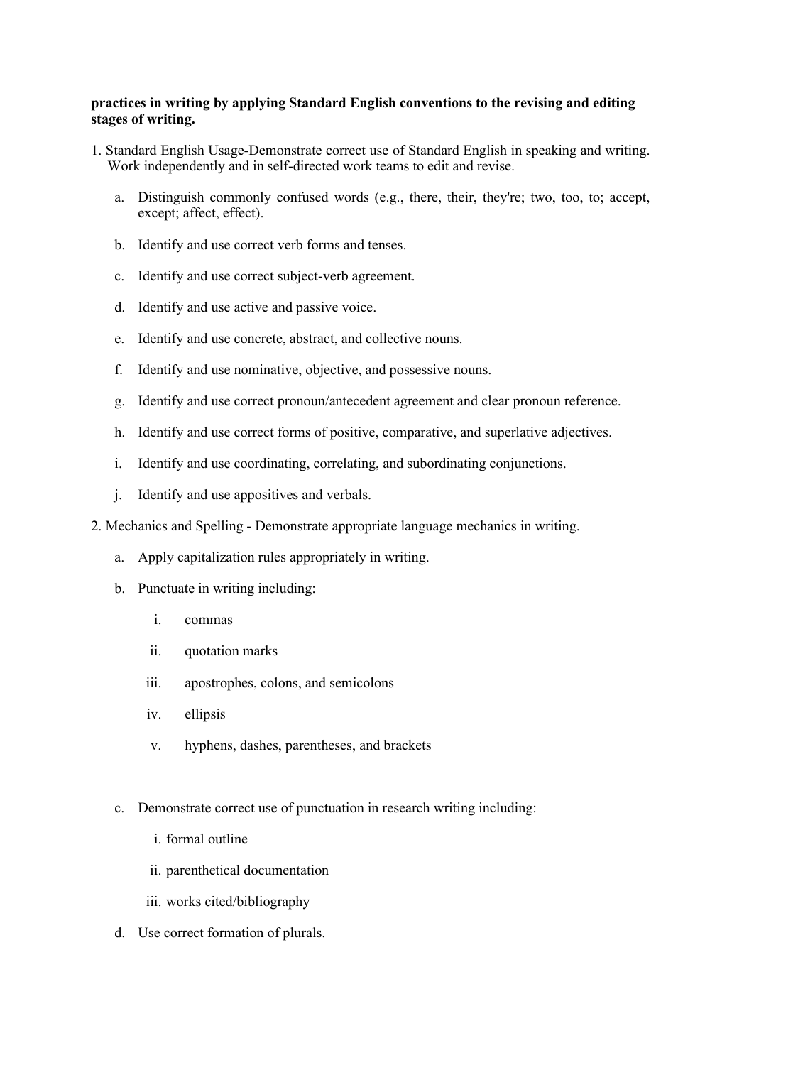**practices in writing by applying Standard English conventions to the revising and editing stages of writing.**

1. Standard English Usage-Demonstrate correct use of Standard English in speaking and writing. Work independently and in self-directed work teams to edit and revise.

   a. Distinguish commonly confused words (e.g., there, their, they're; two, too, to; accept, except; affect, effect).

   b. Identify and use correct verb forms and tenses.

   c. Identify and use correct subject-verb agreement.

   d. Identify and use active and passive voice.

   e. Identify and use concrete, abstract, and collective nouns.

   f. Identify and use nominative, objective, and possessive nouns.

   g. Identify and use correct pronoun/antecedent agreement and clear pronoun reference.

   h. Identify and use correct forms of positive, comparative, and superlative adjectives.

   i. Identify and use coordinating, correlating, and subordinating conjunctions.

   j. Identify and use appositives and verbals.

2. Mechanics and Spelling - Demonstrate appropriate language mechanics in writing.

   a. Apply capitalization rules appropriately in writing.

   b. Punctuate in writing including:

      i. commas

      ii. quotation marks

      iii. apostrophes, colons, and semicolons

      iv. ellipsis

      v. hyphens, dashes, parentheses, and brackets

   c. Demonstrate correct use of punctuation in research writing including:

      i. formal outline

      ii. parenthetical documentation

      iii. works cited/bibliography

   d. Use correct formation of plurals.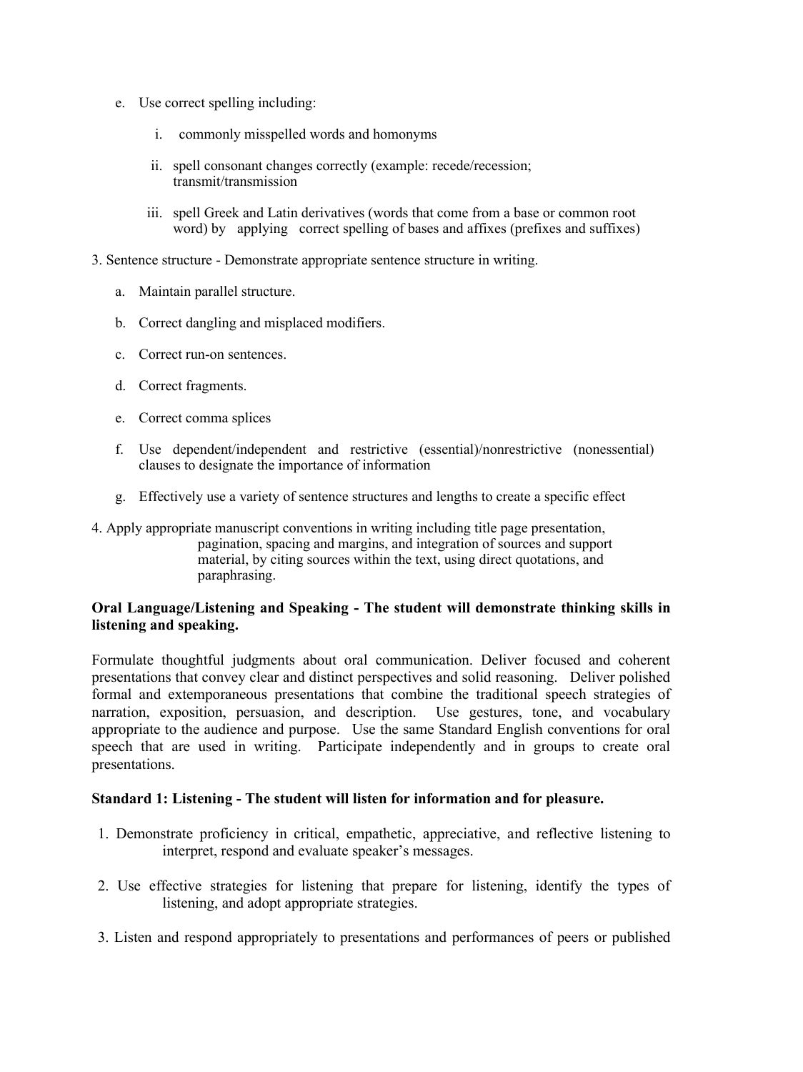e. Use correct spelling including:

   i. commonly misspelled words and homonyms

   ii. spell consonant changes correctly (example: recede/recession; transmit/transmission

   iii. spell Greek and Latin derivatives (words that come from a base or common root word) by applying correct spelling of bases and affixes (prefixes and suffixes)

3. Sentence structure - Demonstrate appropriate sentence structure in writing.

   a. Maintain parallel structure.

   b. Correct dangling and misplaced modifiers.

   c. Correct run-on sentences.

   d. Correct fragments.

   e. Correct comma splices

   f. Use dependent/independent and restrictive (essential)/nonrestrictive (nonessential) clauses to designate the importance of information

   g. Effectively use a variety of sentence structures and lengths to create a specific effect

4. Apply appropriate manuscript conventions in writing including title page presentation, pagination, spacing and margins, and integration of sources and support material, by citing sources within the text, using direct quotations, and paraphrasing.

**Oral Language/Listening and Speaking - The student will demonstrate thinking skills in listening and speaking.**

Formulate thoughtful judgments about oral communication. Deliver focused and coherent presentations that convey clear and distinct perspectives and solid reasoning. Deliver polished formal and extemporaneous presentations that combine the traditional speech strategies of narration, exposition, persuasion, and description. Use gestures, tone, and vocabulary appropriate to the audience and purpose. Use the same Standard English conventions for oral speech that are used in writing. Participate independently and in groups to create oral presentations.

**Standard 1: Listening - The student will listen for information and for pleasure.**

1. Demonstrate proficiency in critical, empathetic, appreciative, and reflective listening to interpret, respond and evaluate speaker's messages.

2. Use effective strategies for listening that prepare for listening, identify the types of listening, and adopt appropriate strategies.

3. Listen and respond appropriately to presentations and performances of peers or published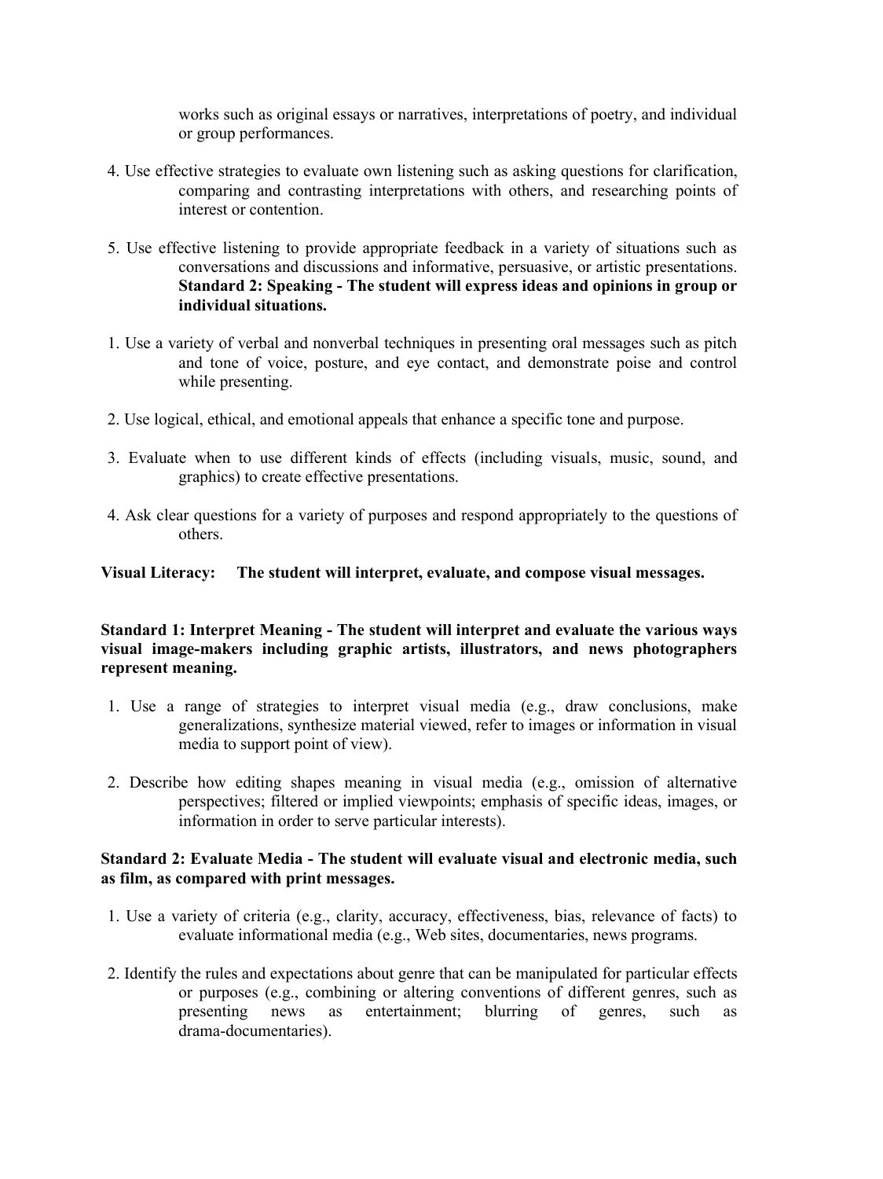works such as original essays or narratives, interpretations of poetry, and individual or group performances.

4. Use effective strategies to evaluate own listening such as asking questions for clarification, comparing and contrasting interpretations with others, and researching points of interest or contention.

5. Use effective listening to provide appropriate feedback in a variety of situations such as conversations and discussions and informative, persuasive, or artistic presentations.

**Standard 2: Speaking - The student will express ideas and opinions in group or individual situations.**

1. Use a variety of verbal and nonverbal techniques in presenting oral messages such as pitch and tone of voice, posture, and eye contact, and demonstrate poise and control while presenting.

2. Use logical, ethical, and emotional appeals that enhance a specific tone and purpose.

3. Evaluate when to use different kinds of effects (including visuals, music, sound, and graphics) to create effective presentations.

4. Ask clear questions for a variety of purposes and respond appropriately to the questions of others.

**Visual Literacy: The student will interpret, evaluate, and compose visual messages.**

**Standard 1: Interpret Meaning - The student will interpret and evaluate the various ways visual image-makers including graphic artists, illustrators, and news photographers represent meaning.**

1. Use a range of strategies to interpret visual media (e.g., draw conclusions, make generalizations, synthesize material viewed, refer to images or information in visual media to support point of view).

2. Describe how editing shapes meaning in visual media (e.g., omission of alternative perspectives; filtered or implied viewpoints; emphasis of specific ideas, images, or information in order to serve particular interests).

**Standard 2: Evaluate Media - The student will evaluate visual and electronic media, such as film, as compared with print messages.**

1. Use a variety of criteria (e.g., clarity, accuracy, effectiveness, bias, relevance of facts) to evaluate informational media (e.g., Web sites, documentaries, news programs.

2. Identify the rules and expectations about genre that can be manipulated for particular effects or purposes (e.g., combining or altering conventions of different genres, such as presenting news as entertainment; blurring of genres, such as drama-documentaries).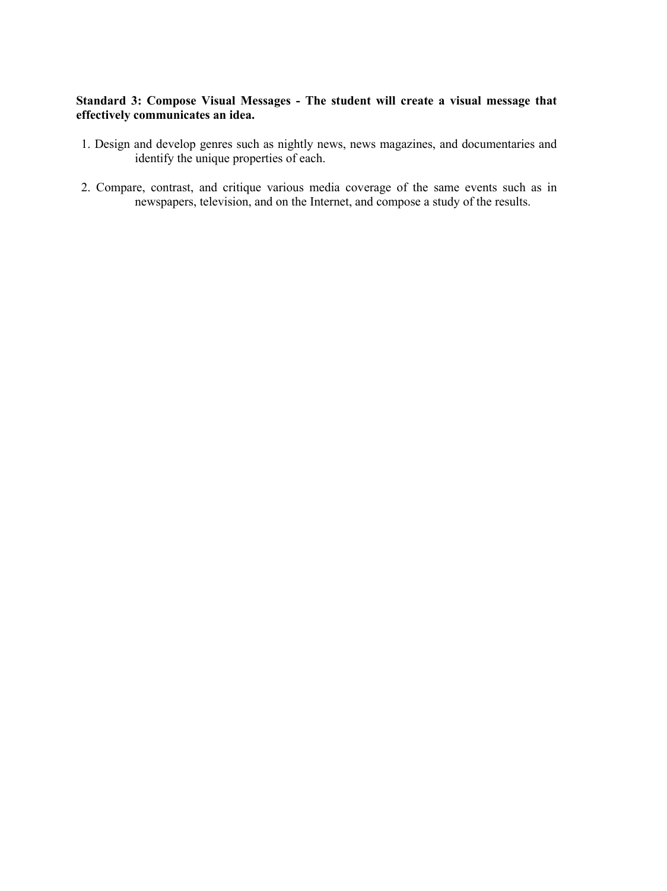**Standard 3: Compose Visual Messages - The student will create a visual message that effectively communicates an idea.**

1. Design and develop genres such as nightly news, news magazines, and documentaries and identify the unique properties of each.

2. Compare, contrast, and critique various media coverage of the same events such as in newspapers, television, and on the Internet, and compose a study of the results.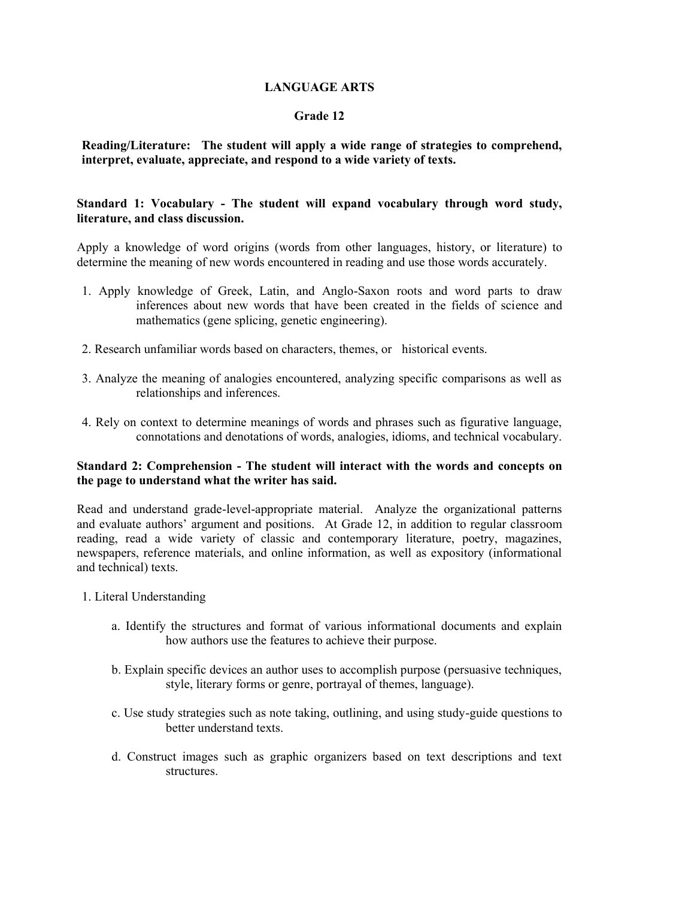# LANGUAGE ARTS

## Grade 12

**Reading/Literature: The student will apply a wide range of strategies to comprehend, interpret, evaluate, appreciate, and respond to a wide variety of texts.**

### Standard 1: Vocabulary - The student will expand vocabulary through word study, literature, and class discussion.

Apply a knowledge of word origins (words from other languages, history, or literature) to determine the meaning of new words encountered in reading and use those words accurately.

1. Apply knowledge of Greek, Latin, and Anglo-Saxon roots and word parts to draw inferences about new words that have been created in the fields of science and mathematics (gene splicing, genetic engineering).

2. Research unfamiliar words based on characters, themes, or historical events.

3. Analyze the meaning of analogies encountered, analyzing specific comparisons as well as relationships and inferences.

4. Rely on context to determine meanings of words and phrases such as figurative language, connotations and denotations of words, analogies, idioms, and technical vocabulary.

### Standard 2: Comprehension - The student will interact with the words and concepts on the page to understand what the writer has said.

Read and understand grade-level-appropriate material. Analyze the organizational patterns and evaluate authors' argument and positions. At Grade 12, in addition to regular classroom reading, read a wide variety of classic and contemporary literature, poetry, magazines, newspapers, reference materials, and online information, as well as expository (informational and technical) texts.

1. Literal Understanding

   a. Identify the structures and format of various informational documents and explain how authors use the features to achieve their purpose.

   b. Explain specific devices an author uses to accomplish purpose (persuasive techniques, style, literary forms or genre, portrayal of themes, language).

   c. Use study strategies such as note taking, outlining, and using study-guide questions to better understand texts.

   d. Construct images such as graphic organizers based on text descriptions and text structures.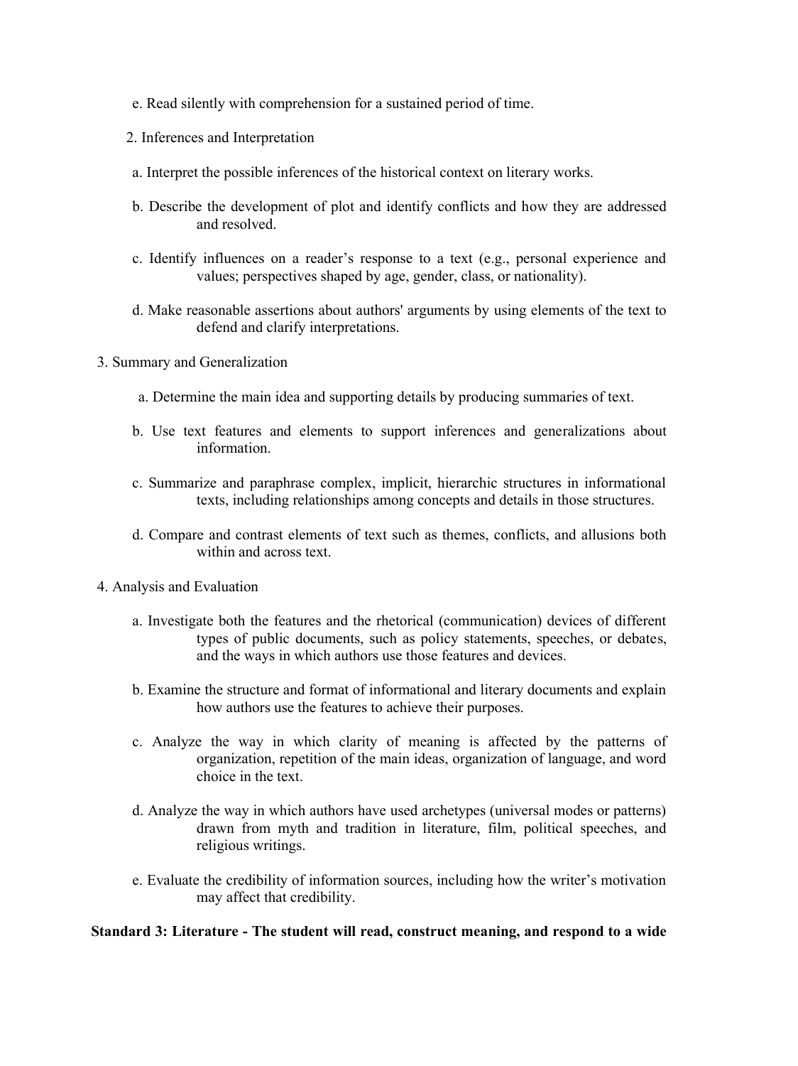e. Read silently with comprehension for a sustained period of time.

2. Inferences and Interpretation

a. Interpret the possible inferences of the historical context on literary works.

b. Describe the development of plot and identify conflicts and how they are addressed and resolved.

c. Identify influences on a reader's response to a text (e.g., personal experience and values; perspectives shaped by age, gender, class, or nationality).

d. Make reasonable assertions about authors' arguments by using elements of the text to defend and clarify interpretations.

3. Summary and Generalization

a. Determine the main idea and supporting details by producing summaries of text.

b. Use text features and elements to support inferences and generalizations about information.

c. Summarize and paraphrase complex, implicit, hierarchic structures in informational texts, including relationships among concepts and details in those structures.

d. Compare and contrast elements of text such as themes, conflicts, and allusions both within and across text.

4. Analysis and Evaluation

a. Investigate both the features and the rhetorical (communication) devices of different types of public documents, such as policy statements, speeches, or debates, and the ways in which authors use those features and devices.

b. Examine the structure and format of informational and literary documents and explain how authors use the features to achieve their purposes.

c. Analyze the way in which clarity of meaning is affected by the patterns of organization, repetition of the main ideas, organization of language, and word choice in the text.

d. Analyze the way in which authors have used archetypes (universal modes or patterns) drawn from myth and tradition in literature, film, political speeches, and religious writings.

e. Evaluate the credibility of information sources, including how the writer's motivation may affect that credibility.

**Standard 3: Literature - The student will read, construct meaning, and respond to a wide**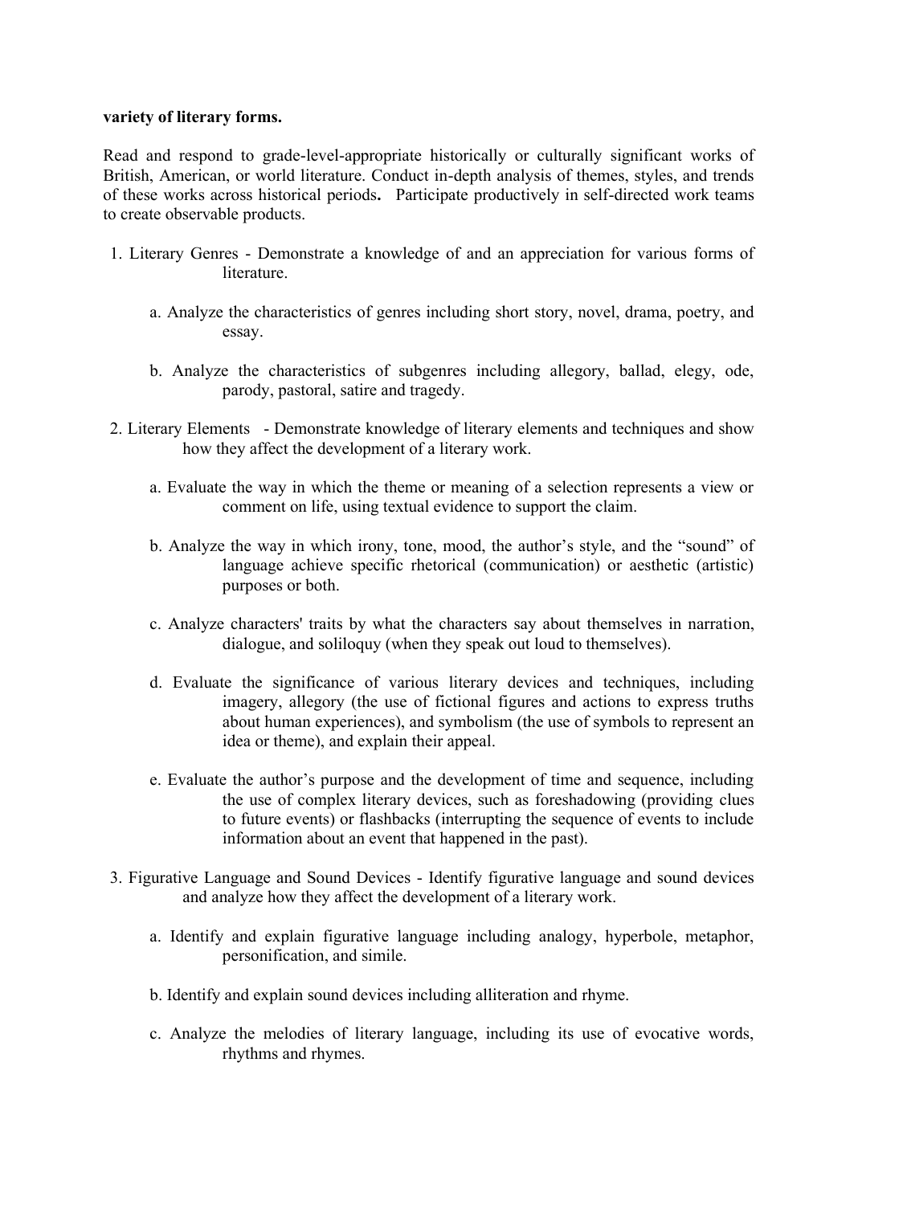**variety of literary forms.**

Read and respond to grade-level-appropriate historically or culturally significant works of British, American, or world literature. Conduct in-depth analysis of themes, styles, and trends of these works across historical periods**.** Participate productively in self-directed work teams to create observable products.

1. Literary Genres - Demonstrate a knowledge of and an appreciation for various forms of literature.

    a. Analyze the characteristics of genres including short story, novel, drama, poetry, and essay.

    b. Analyze the characteristics of subgenres including allegory, ballad, elegy, ode, parody, pastoral, satire and tragedy.

2. Literary Elements - Demonstrate knowledge of literary elements and techniques and show how they affect the development of a literary work.

    a. Evaluate the way in which the theme or meaning of a selection represents a view or comment on life, using textual evidence to support the claim.

    b. Analyze the way in which irony, tone, mood, the author's style, and the "sound" of language achieve specific rhetorical (communication) or aesthetic (artistic) purposes or both.

    c. Analyze characters' traits by what the characters say about themselves in narration, dialogue, and soliloquy (when they speak out loud to themselves).

    d. Evaluate the significance of various literary devices and techniques, including imagery, allegory (the use of fictional figures and actions to express truths about human experiences), and symbolism (the use of symbols to represent an idea or theme), and explain their appeal.

    e. Evaluate the author's purpose and the development of time and sequence, including the use of complex literary devices, such as foreshadowing (providing clues to future events) or flashbacks (interrupting the sequence of events to include information about an event that happened in the past).

3. Figurative Language and Sound Devices - Identify figurative language and sound devices and analyze how they affect the development of a literary work.

    a. Identify and explain figurative language including analogy, hyperbole, metaphor, personification, and simile.

    b. Identify and explain sound devices including alliteration and rhyme.

    c. Analyze the melodies of literary language, including its use of evocative words, rhythms and rhymes.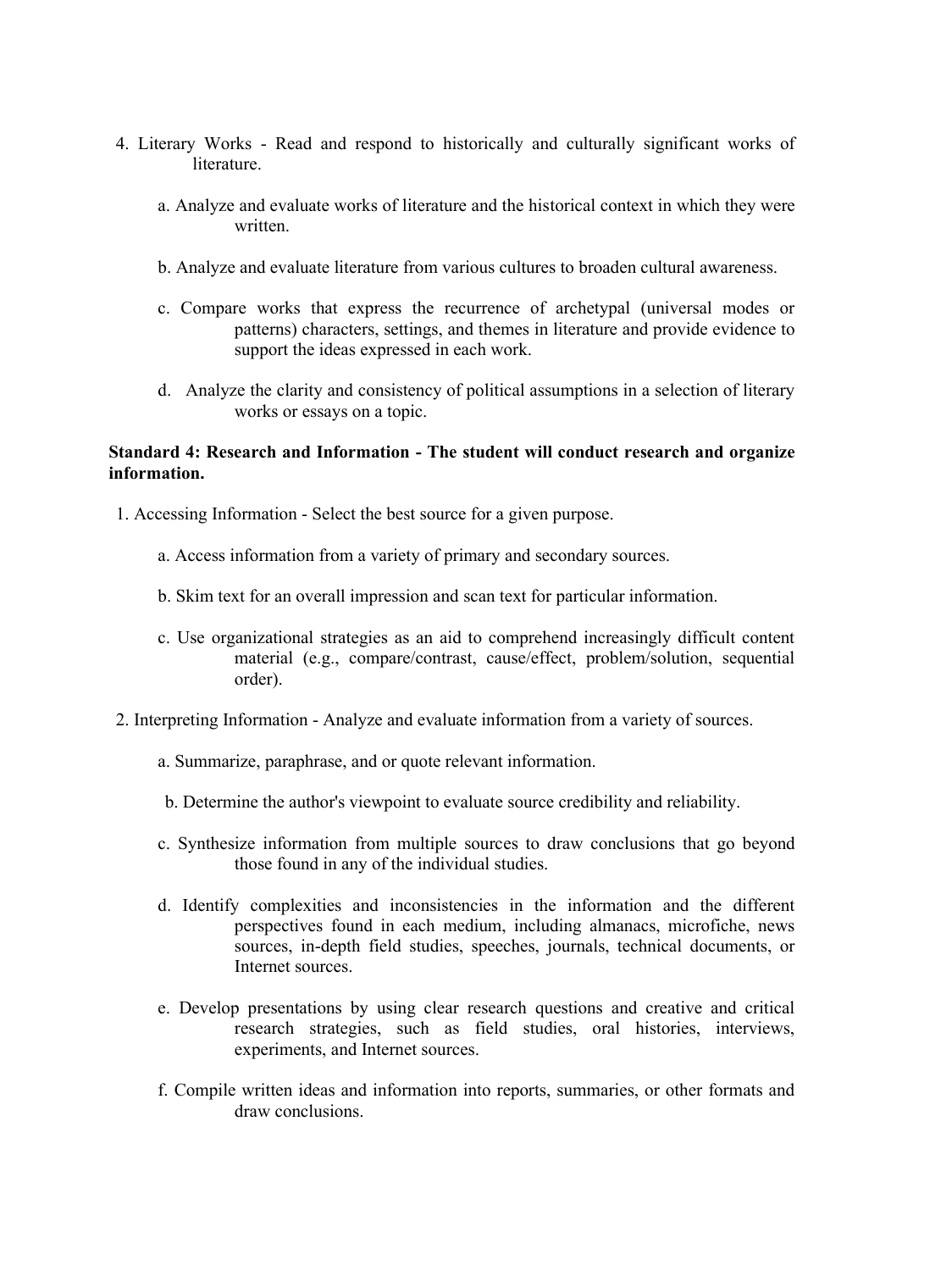4. Literary Works - Read and respond to historically and culturally significant works of literature.

    a. Analyze and evaluate works of literature and the historical context in which they were written.

    b. Analyze and evaluate literature from various cultures to broaden cultural awareness.

    c. Compare works that express the recurrence of archetypal (universal modes or patterns) characters, settings, and themes in literature and provide evidence to support the ideas expressed in each work.

    d. Analyze the clarity and consistency of political assumptions in a selection of literary works or essays on a topic.

**Standard 4: Research and Information - The student will conduct research and organize information.**

1. Accessing Information - Select the best source for a given purpose.

    a. Access information from a variety of primary and secondary sources.

    b. Skim text for an overall impression and scan text for particular information.

    c. Use organizational strategies as an aid to comprehend increasingly difficult content material (e.g., compare/contrast, cause/effect, problem/solution, sequential order).

2. Interpreting Information - Analyze and evaluate information from a variety of sources.

    a. Summarize, paraphrase, and or quote relevant information.

    b. Determine the author's viewpoint to evaluate source credibility and reliability.

    c. Synthesize information from multiple sources to draw conclusions that go beyond those found in any of the individual studies.

    d. Identify complexities and inconsistencies in the information and the different perspectives found in each medium, including almanacs, microfiche, news sources, in-depth field studies, speeches, journals, technical documents, or Internet sources.

    e. Develop presentations by using clear research questions and creative and critical research strategies, such as field studies, oral histories, interviews, experiments, and Internet sources.

    f. Compile written ideas and information into reports, summaries, or other formats and draw conclusions.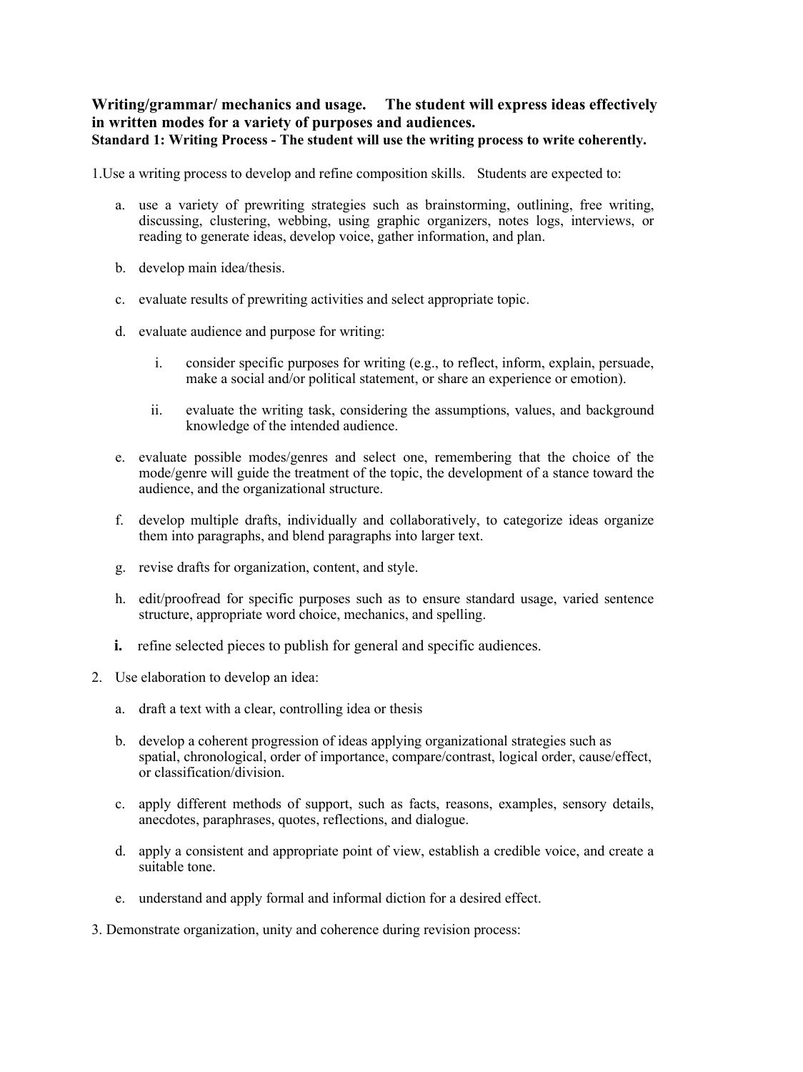**Writing/grammar/ mechanics and usage. The student will express ideas effectively in written modes for a variety of purposes and audiences.**
**Standard 1: Writing Process - The student will use the writing process to write coherently.**

1.Use a writing process to develop and refine composition skills. Students are expected to:

a. use a variety of prewriting strategies such as brainstorming, outlining, free writing, discussing, clustering, webbing, using graphic organizers, notes logs, interviews, or reading to generate ideas, develop voice, gather information, and plan.

b. develop main idea/thesis.

c. evaluate results of prewriting activities and select appropriate topic.

d. evaluate audience and purpose for writing:

   i. consider specific purposes for writing (e.g., to reflect, inform, explain, persuade, make a social and/or political statement, or share an experience or emotion).

   ii. evaluate the writing task, considering the assumptions, values, and background knowledge of the intended audience.

e. evaluate possible modes/genres and select one, remembering that the choice of the mode/genre will guide the treatment of the topic, the development of a stance toward the audience, and the organizational structure.

f. develop multiple drafts, individually and collaboratively, to categorize ideas organize them into paragraphs, and blend paragraphs into larger text.

g. revise drafts for organization, content, and style.

h. edit/proofread for specific purposes such as to ensure standard usage, varied sentence structure, appropriate word choice, mechanics, and spelling.

**i.** refine selected pieces to publish for general and specific audiences.

2. Use elaboration to develop an idea:

a. draft a text with a clear, controlling idea or thesis

b. develop a coherent progression of ideas applying organizational strategies such as spatial, chronological, order of importance, compare/contrast, logical order, cause/effect, or classification/division.

c. apply different methods of support, such as facts, reasons, examples, sensory details, anecdotes, paraphrases, quotes, reflections, and dialogue.

d. apply a consistent and appropriate point of view, establish a credible voice, and create a suitable tone.

e. understand and apply formal and informal diction for a desired effect.

3. Demonstrate organization, unity and coherence during revision process: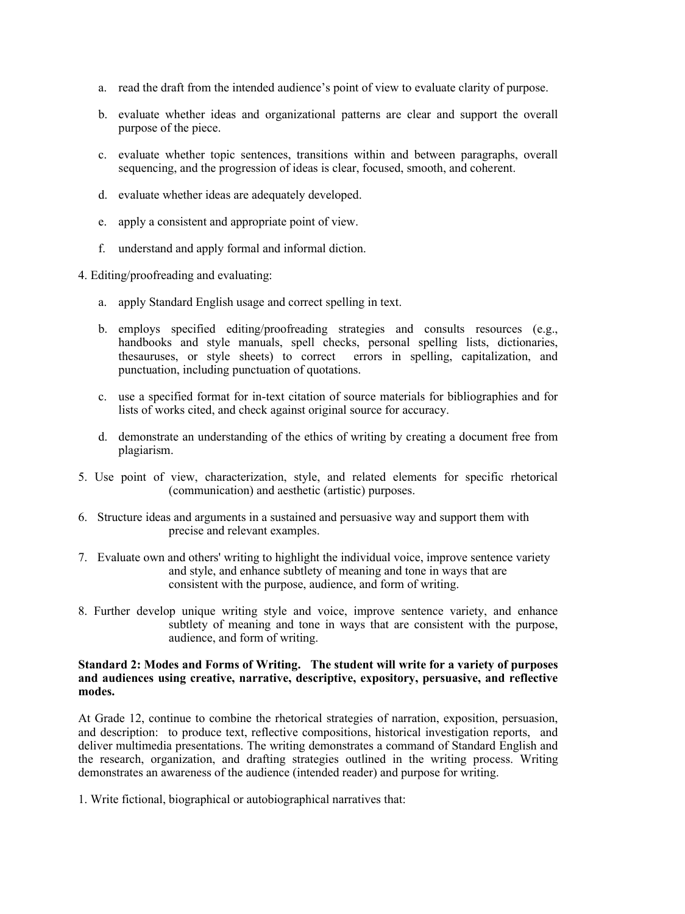a. read the draft from the intended audience's point of view to evaluate clarity of purpose.

b. evaluate whether ideas and organizational patterns are clear and support the overall purpose of the piece.

c. evaluate whether topic sentences, transitions within and between paragraphs, overall sequencing, and the progression of ideas is clear, focused, smooth, and coherent.

d. evaluate whether ideas are adequately developed.

e. apply a consistent and appropriate point of view.

f. understand and apply formal and informal diction.

4. Editing/proofreading and evaluating:

a. apply Standard English usage and correct spelling in text.

b. employs specified editing/proofreading strategies and consults resources (e.g., handbooks and style manuals, spell checks, personal spelling lists, dictionaries, thesauruses, or style sheets) to correct errors in spelling, capitalization, and punctuation, including punctuation of quotations.

c. use a specified format for in-text citation of source materials for bibliographies and for lists of works cited, and check against original source for accuracy.

d. demonstrate an understanding of the ethics of writing by creating a document free from plagiarism.

5. Use point of view, characterization, style, and related elements for specific rhetorical (communication) and aesthetic (artistic) purposes.

6. Structure ideas and arguments in a sustained and persuasive way and support them with precise and relevant examples.

7. Evaluate own and others' writing to highlight the individual voice, improve sentence variety and style, and enhance subtlety of meaning and tone in ways that are consistent with the purpose, audience, and form of writing.

8. Further develop unique writing style and voice, improve sentence variety, and enhance subtlety of meaning and tone in ways that are consistent with the purpose, audience, and form of writing.

**Standard 2: Modes and Forms of Writing. The student will write for a variety of purposes and audiences using creative, narrative, descriptive, expository, persuasive, and reflective modes.**

At Grade 12, continue to combine the rhetorical strategies of narration, exposition, persuasion, and description: to produce text, reflective compositions, historical investigation reports, and deliver multimedia presentations. The writing demonstrates a command of Standard English and the research, organization, and drafting strategies outlined in the writing process. Writing demonstrates an awareness of the audience (intended reader) and purpose for writing.

1. Write fictional, biographical or autobiographical narratives that: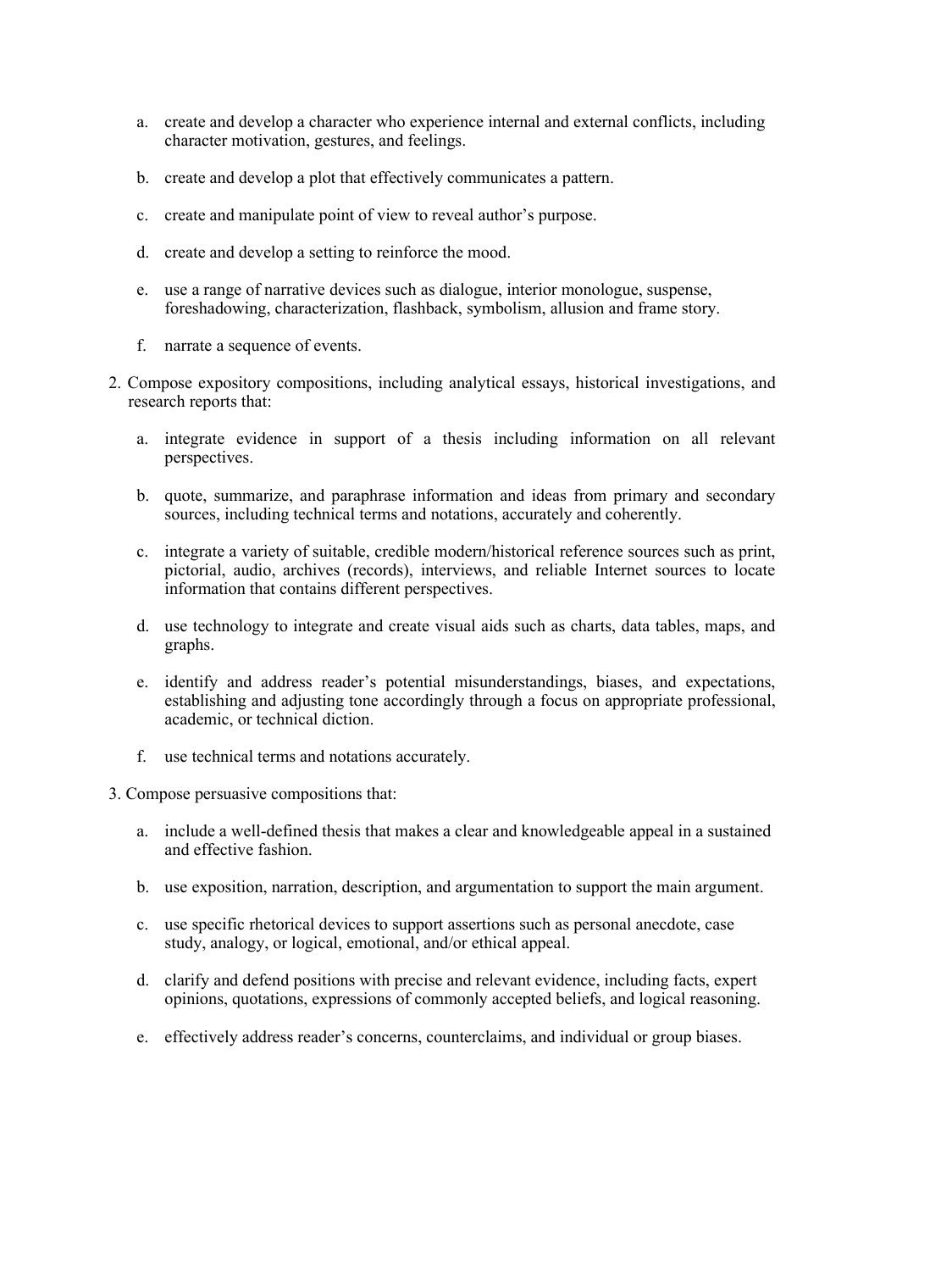a. create and develop a character who experience internal and external conflicts, including character motivation, gestures, and feelings.

b. create and develop a plot that effectively communicates a pattern.

c. create and manipulate point of view to reveal author's purpose.

d. create and develop a setting to reinforce the mood.

e. use a range of narrative devices such as dialogue, interior monologue, suspense, foreshadowing, characterization, flashback, symbolism, allusion and frame story.

f. narrate a sequence of events.

2. Compose expository compositions, including analytical essays, historical investigations, and research reports that:

   a. integrate evidence in support of a thesis including information on all relevant perspectives.

   b. quote, summarize, and paraphrase information and ideas from primary and secondary sources, including technical terms and notations, accurately and coherently.

   c. integrate a variety of suitable, credible modern/historical reference sources such as print, pictorial, audio, archives (records), interviews, and reliable Internet sources to locate information that contains different perspectives.

   d. use technology to integrate and create visual aids such as charts, data tables, maps, and graphs.

   e. identify and address reader's potential misunderstandings, biases, and expectations, establishing and adjusting tone accordingly through a focus on appropriate professional, academic, or technical diction.

   f. use technical terms and notations accurately.

3. Compose persuasive compositions that:

   a. include a well-defined thesis that makes a clear and knowledgeable appeal in a sustained and effective fashion.

   b. use exposition, narration, description, and argumentation to support the main argument.

   c. use specific rhetorical devices to support assertions such as personal anecdote, case study, analogy, or logical, emotional, and/or ethical appeal.

   d. clarify and defend positions with precise and relevant evidence, including facts, expert opinions, quotations, expressions of commonly accepted beliefs, and logical reasoning.

   e. effectively address reader's concerns, counterclaims, and individual or group biases.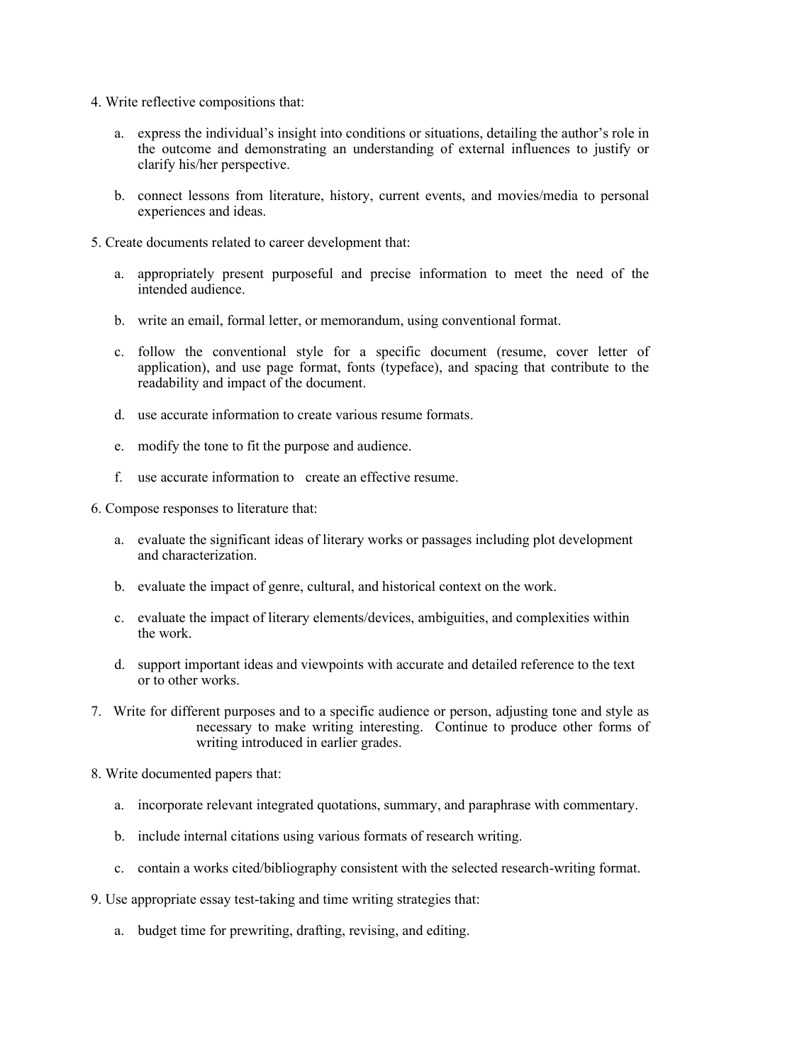4. Write reflective compositions that:

    a. express the individual's insight into conditions or situations, detailing the author's role in the outcome and demonstrating an understanding of external influences to justify or clarify his/her perspective.

    b. connect lessons from literature, history, current events, and movies/media to personal experiences and ideas.

5. Create documents related to career development that:

    a. appropriately present purposeful and precise information to meet the need of the intended audience.

    b. write an email, formal letter, or memorandum, using conventional format.

    c. follow the conventional style for a specific document (resume, cover letter of application), and use page format, fonts (typeface), and spacing that contribute to the readability and impact of the document.

    d. use accurate information to create various resume formats.

    e. modify the tone to fit the purpose and audience.

    f. use accurate information to create an effective resume.

6. Compose responses to literature that:

    a. evaluate the significant ideas of literary works or passages including plot development and characterization.

    b. evaluate the impact of genre, cultural, and historical context on the work.

    c. evaluate the impact of literary elements/devices, ambiguities, and complexities within the work.

    d. support important ideas and viewpoints with accurate and detailed reference to the text or to other works.

7. Write for different purposes and to a specific audience or person, adjusting tone and style as necessary to make writing interesting. Continue to produce other forms of writing introduced in earlier grades.

8. Write documented papers that:

    a. incorporate relevant integrated quotations, summary, and paraphrase with commentary.

    b. include internal citations using various formats of research writing.

    c. contain a works cited/bibliography consistent with the selected research-writing format.

9. Use appropriate essay test-taking and time writing strategies that:

    a. budget time for prewriting, drafting, revising, and editing.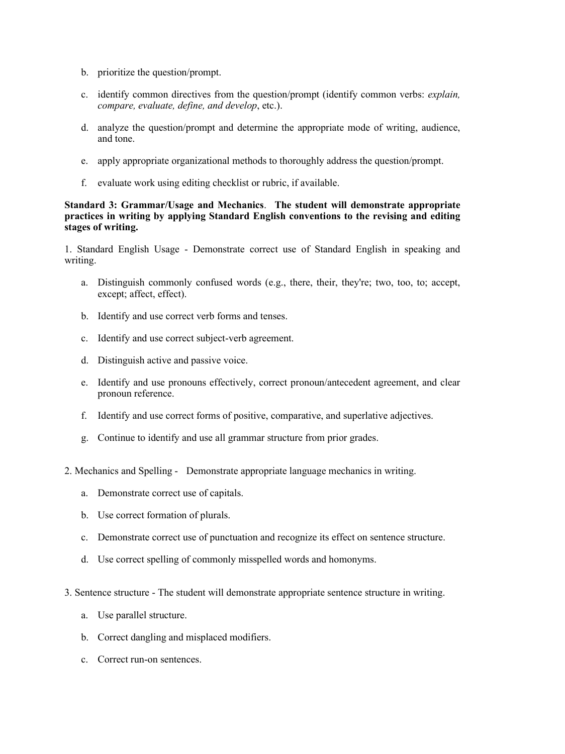b. prioritize the question/prompt.

c. identify common directives from the question/prompt (identify common verbs: *explain, compare, evaluate, define, and develop*, etc.).

d. analyze the question/prompt and determine the appropriate mode of writing, audience, and tone.

e. apply appropriate organizational methods to thoroughly address the question/prompt.

f. evaluate work using editing checklist or rubric, if available.

**Standard 3: Grammar/Usage and Mechanics**. **The student will demonstrate appropriate practices in writing by applying Standard English conventions to the revising and editing stages of writing.**

1. Standard English Usage - Demonstrate correct use of Standard English in speaking and writing.

   a. Distinguish commonly confused words (e.g., there, their, they're; two, too, to; accept, except; affect, effect).

   b. Identify and use correct verb forms and tenses.

   c. Identify and use correct subject-verb agreement.

   d. Distinguish active and passive voice.

   e. Identify and use pronouns effectively, correct pronoun/antecedent agreement, and clear pronoun reference.

   f. Identify and use correct forms of positive, comparative, and superlative adjectives.

   g. Continue to identify and use all grammar structure from prior grades.

2. Mechanics and Spelling - Demonstrate appropriate language mechanics in writing.

   a. Demonstrate correct use of capitals.

   b. Use correct formation of plurals.

   c. Demonstrate correct use of punctuation and recognize its effect on sentence structure.

   d. Use correct spelling of commonly misspelled words and homonyms.

3. Sentence structure - The student will demonstrate appropriate sentence structure in writing.

   a. Use parallel structure.

   b. Correct dangling and misplaced modifiers.

   c. Correct run-on sentences.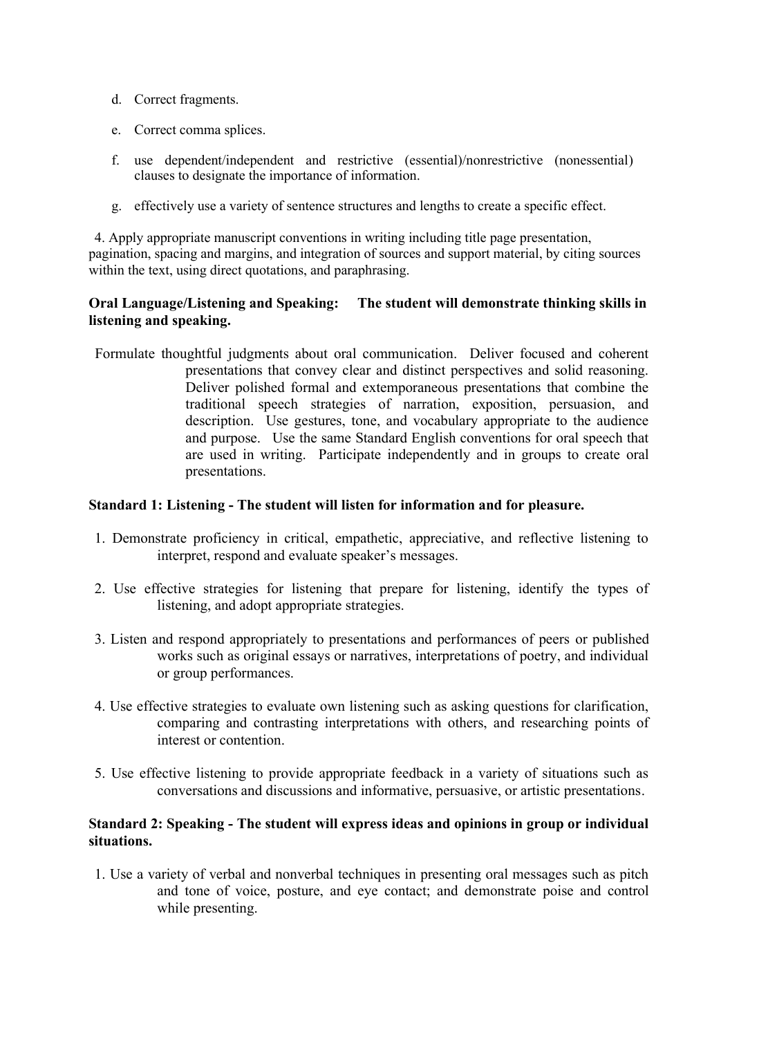d. Correct fragments.

e. Correct comma splices.

f. use dependent/independent and restrictive (essential)/nonrestrictive (nonessential) clauses to designate the importance of information.

g. effectively use a variety of sentence structures and lengths to create a specific effect.

4. Apply appropriate manuscript conventions in writing including title page presentation, pagination, spacing and margins, and integration of sources and support material, by citing sources within the text, using direct quotations, and paraphrasing.

**Oral Language/Listening and Speaking: The student will demonstrate thinking skills in listening and speaking.**

Formulate thoughtful judgments about oral communication. Deliver focused and coherent presentations that convey clear and distinct perspectives and solid reasoning. Deliver polished formal and extemporaneous presentations that combine the traditional speech strategies of narration, exposition, persuasion, and description. Use gestures, tone, and vocabulary appropriate to the audience and purpose. Use the same Standard English conventions for oral speech that are used in writing. Participate independently and in groups to create oral presentations.

**Standard 1: Listening - The student will listen for information and for pleasure.**

1. Demonstrate proficiency in critical, empathetic, appreciative, and reflective listening to interpret, respond and evaluate speaker's messages.

2. Use effective strategies for listening that prepare for listening, identify the types of listening, and adopt appropriate strategies.

3. Listen and respond appropriately to presentations and performances of peers or published works such as original essays or narratives, interpretations of poetry, and individual or group performances.

4. Use effective strategies to evaluate own listening such as asking questions for clarification, comparing and contrasting interpretations with others, and researching points of interest or contention.

5. Use effective listening to provide appropriate feedback in a variety of situations such as conversations and discussions and informative, persuasive, or artistic presentations.

**Standard 2: Speaking - The student will express ideas and opinions in group or individual situations.**

1. Use a variety of verbal and nonverbal techniques in presenting oral messages such as pitch and tone of voice, posture, and eye contact; and demonstrate poise and control while presenting.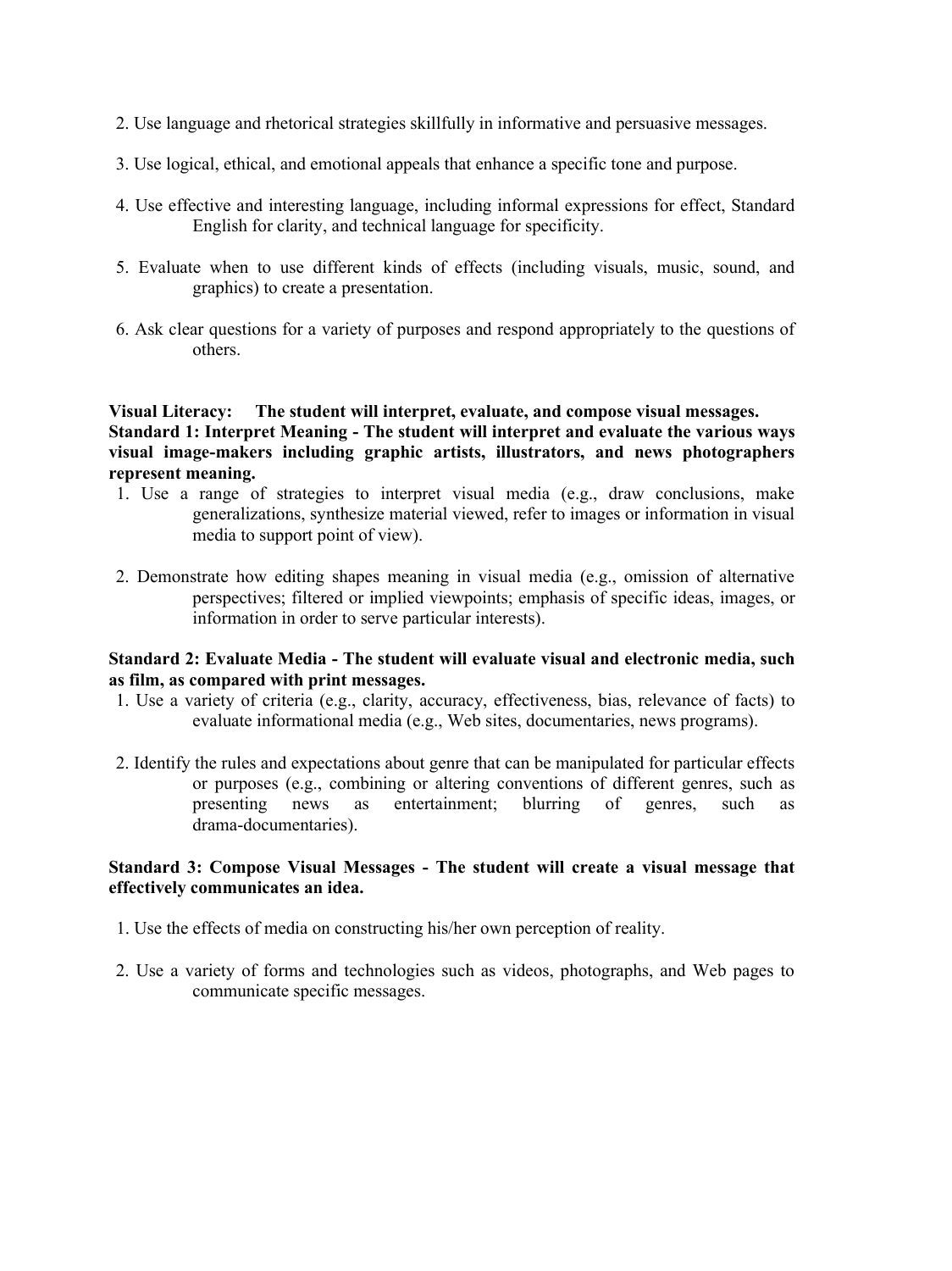2. Use language and rhetorical strategies skillfully in informative and persuasive messages.

3. Use logical, ethical, and emotional appeals that enhance a specific tone and purpose.

4. Use effective and interesting language, including informal expressions for effect, Standard English for clarity, and technical language for specificity.

5. Evaluate when to use different kinds of effects (including visuals, music, sound, and graphics) to create a presentation.

6. Ask clear questions for a variety of purposes and respond appropriately to the questions of others.

**Visual Literacy: The student will interpret, evaluate, and compose visual messages.**

**Standard 1: Interpret Meaning - The student will interpret and evaluate the various ways visual image-makers including graphic artists, illustrators, and news photographers represent meaning.**

1. Use a range of strategies to interpret visual media (e.g., draw conclusions, make generalizations, synthesize material viewed, refer to images or information in visual media to support point of view).

2. Demonstrate how editing shapes meaning in visual media (e.g., omission of alternative perspectives; filtered or implied viewpoints; emphasis of specific ideas, images, or information in order to serve particular interests).

**Standard 2: Evaluate Media - The student will evaluate visual and electronic media, such as film, as compared with print messages.**

1. Use a variety of criteria (e.g., clarity, accuracy, effectiveness, bias, relevance of facts) to evaluate informational media (e.g., Web sites, documentaries, news programs).

2. Identify the rules and expectations about genre that can be manipulated for particular effects or purposes (e.g., combining or altering conventions of different genres, such as presenting news as entertainment; blurring of genres, such as drama-documentaries).

**Standard 3: Compose Visual Messages - The student will create a visual message that effectively communicates an idea.**

1. Use the effects of media on constructing his/her own perception of reality.

2. Use a variety of forms and technologies such as videos, photographs, and Web pages to communicate specific messages.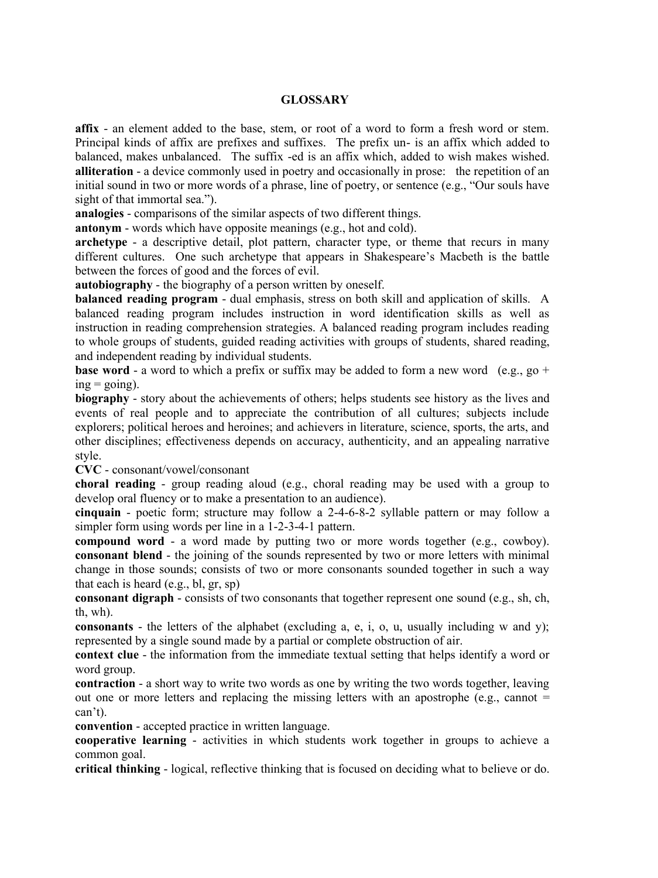# GLOSSARY

**affix** - an element added to the base, stem, or root of a word to form a fresh word or stem. Principal kinds of affix are prefixes and suffixes. The prefix un- is an affix which added to balanced, makes unbalanced. The suffix -ed is an affix which, added to wish makes wished.

**alliteration** - a device commonly used in poetry and occasionally in prose: the repetition of an initial sound in two or more words of a phrase, line of poetry, or sentence (e.g., "Our souls have sight of that immortal sea.").

**analogies** - comparisons of the similar aspects of two different things.

**antonym** - words which have opposite meanings (e.g., hot and cold).

**archetype** - a descriptive detail, plot pattern, character type, or theme that recurs in many different cultures. One such archetype that appears in Shakespeare's Macbeth is the battle between the forces of good and the forces of evil.

**autobiography** - the biography of a person written by oneself.

**balanced reading program** - dual emphasis, stress on both skill and application of skills. A balanced reading program includes instruction in word identification skills as well as instruction in reading comprehension strategies. A balanced reading program includes reading to whole groups of students, guided reading activities with groups of students, shared reading, and independent reading by individual students.

**base word** - a word to which a prefix or suffix may be added to form a new word (e.g., go + ing = going).

**biography** - story about the achievements of others; helps students see history as the lives and events of real people and to appreciate the contribution of all cultures; subjects include explorers; political heroes and heroines; and achievers in literature, science, sports, the arts, and other disciplines; effectiveness depends on accuracy, authenticity, and an appealing narrative style.

**CVC** - consonant/vowel/consonant

**choral reading** - group reading aloud (e.g., choral reading may be used with a group to develop oral fluency or to make a presentation to an audience).

**cinquain** - poetic form; structure may follow a 2-4-6-8-2 syllable pattern or may follow a simpler form using words per line in a 1-2-3-4-1 pattern.

**compound word** - a word made by putting two or more words together (e.g., cowboy).

**consonant blend** - the joining of the sounds represented by two or more letters with minimal change in those sounds; consists of two or more consonants sounded together in such a way that each is heard (e.g., bl, gr, sp)

**consonant digraph** - consists of two consonants that together represent one sound (e.g., sh, ch, th, wh).

**consonants** - the letters of the alphabet (excluding a, e, i, o, u, usually including w and y); represented by a single sound made by a partial or complete obstruction of air.

**context clue** - the information from the immediate textual setting that helps identify a word or word group.

**contraction** - a short way to write two words as one by writing the two words together, leaving out one or more letters and replacing the missing letters with an apostrophe (e.g., cannot = can't).

**convention** - accepted practice in written language.

**cooperative learning** - activities in which students work together in groups to achieve a common goal.

**critical thinking** - logical, reflective thinking that is focused on deciding what to believe or do.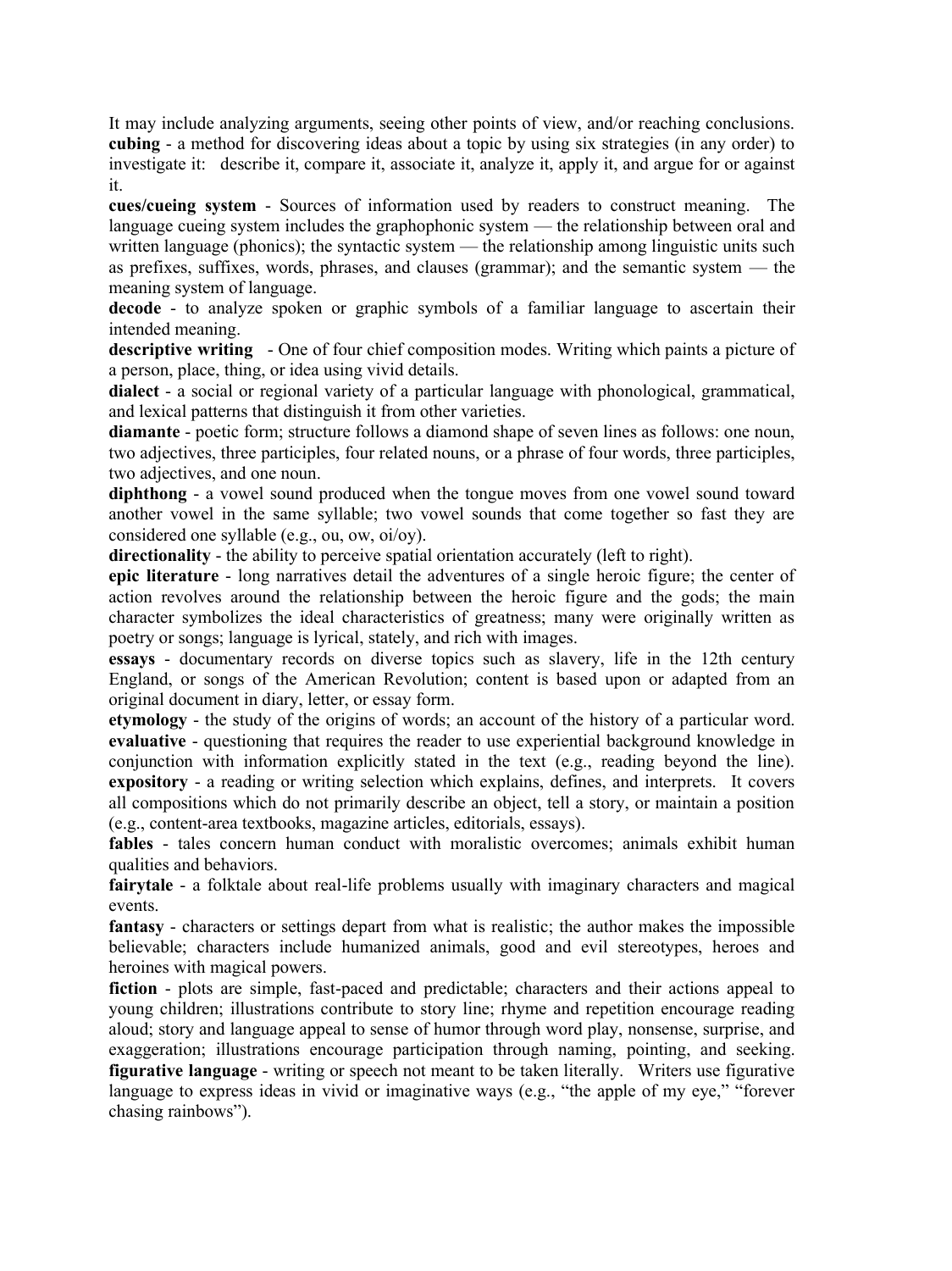It may include analyzing arguments, seeing other points of view, and/or reaching conclusions.

**cubing** - a method for discovering ideas about a topic by using six strategies (in any order) to investigate it: describe it, compare it, associate it, analyze it, apply it, and argue for or against it.

**cues/cueing system** - Sources of information used by readers to construct meaning. The language cueing system includes the graphophonic system — the relationship between oral and written language (phonics); the syntactic system — the relationship among linguistic units such as prefixes, suffixes, words, phrases, and clauses (grammar); and the semantic system — the meaning system of language.

**decode** - to analyze spoken or graphic symbols of a familiar language to ascertain their intended meaning.

**descriptive writing** - One of four chief composition modes. Writing which paints a picture of a person, place, thing, or idea using vivid details.

**dialect** - a social or regional variety of a particular language with phonological, grammatical, and lexical patterns that distinguish it from other varieties.

**diamante** - poetic form; structure follows a diamond shape of seven lines as follows: one noun, two adjectives, three participles, four related nouns, or a phrase of four words, three participles, two adjectives, and one noun.

**diphthong** - a vowel sound produced when the tongue moves from one vowel sound toward another vowel in the same syllable; two vowel sounds that come together so fast they are considered one syllable (e.g., ou, ow, oi/oy).

**directionality** - the ability to perceive spatial orientation accurately (left to right).

**epic literature** - long narratives detail the adventures of a single heroic figure; the center of action revolves around the relationship between the heroic figure and the gods; the main character symbolizes the ideal characteristics of greatness; many were originally written as poetry or songs; language is lyrical, stately, and rich with images.

**essays** - documentary records on diverse topics such as slavery, life in the 12th century England, or songs of the American Revolution; content is based upon or adapted from an original document in diary, letter, or essay form.

**etymology** - the study of the origins of words; an account of the history of a particular word.

**evaluative** - questioning that requires the reader to use experiential background knowledge in conjunction with information explicitly stated in the text (e.g., reading beyond the line).

**expository** - a reading or writing selection which explains, defines, and interprets. It covers all compositions which do not primarily describe an object, tell a story, or maintain a position (e.g., content-area textbooks, magazine articles, editorials, essays).

**fables** - tales concern human conduct with moralistic overcomes; animals exhibit human qualities and behaviors.

**fairytale** - a folktale about real-life problems usually with imaginary characters and magical events.

**fantasy** - characters or settings depart from what is realistic; the author makes the impossible believable; characters include humanized animals, good and evil stereotypes, heroes and heroines with magical powers.

**fiction** - plots are simple, fast-paced and predictable; characters and their actions appeal to young children; illustrations contribute to story line; rhyme and repetition encourage reading aloud; story and language appeal to sense of humor through word play, nonsense, surprise, and exaggeration; illustrations encourage participation through naming, pointing, and seeking.

**figurative language** - writing or speech not meant to be taken literally. Writers use figurative language to express ideas in vivid or imaginative ways (e.g., "the apple of my eye," "forever chasing rainbows").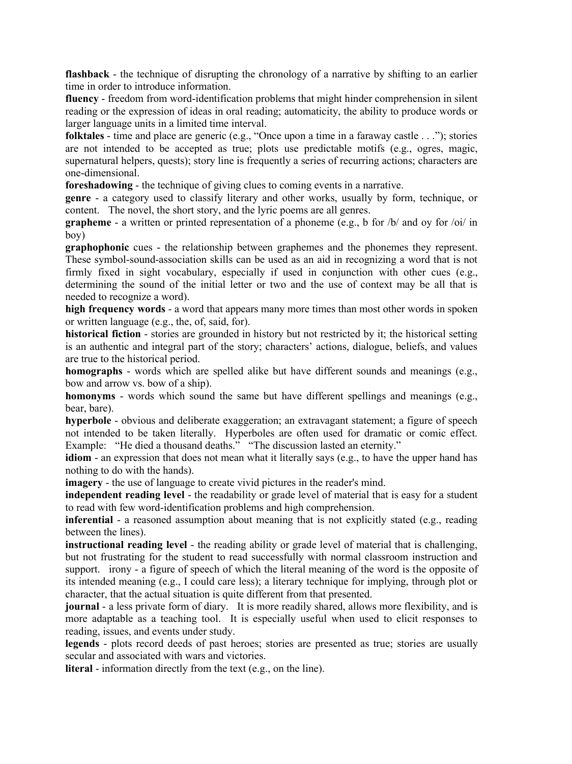**flashback** - the technique of disrupting the chronology of a narrative by shifting to an earlier time in order to introduce information.

**fluency** - freedom from word-identification problems that might hinder comprehension in silent reading or the expression of ideas in oral reading; automaticity, the ability to produce words or larger language units in a limited time interval.

**folktales** - time and place are generic (e.g., "Once upon a time in a faraway castle . . ."); stories are not intended to be accepted as true; plots use predictable motifs (e.g., ogres, magic, supernatural helpers, quests); story line is frequently a series of recurring actions; characters are one-dimensional.

**foreshadowing** - the technique of giving clues to coming events in a narrative.

**genre** - a category used to classify literary and other works, usually by form, technique, or content. The novel, the short story, and the lyric poems are all genres.

**grapheme** - a written or printed representation of a phoneme (e.g., b for /b/ and oy for /oi/ in boy)

**graphophonic** cues - the relationship between graphemes and the phonemes they represent. These symbol-sound-association skills can be used as an aid in recognizing a word that is not firmly fixed in sight vocabulary, especially if used in conjunction with other cues (e.g., determining the sound of the initial letter or two and the use of context may be all that is needed to recognize a word).

**high frequency words** - a word that appears many more times than most other words in spoken or written language (e.g., the, of, said, for).

**historical fiction** - stories are grounded in history but not restricted by it; the historical setting is an authentic and integral part of the story; characters' actions, dialogue, beliefs, and values are true to the historical period.

**homographs** - words which are spelled alike but have different sounds and meanings (e.g., bow and arrow vs. bow of a ship).

**homonyms** - words which sound the same but have different spellings and meanings (e.g., bear, bare).

**hyperbole** - obvious and deliberate exaggeration; an extravagant statement; a figure of speech not intended to be taken literally. Hyperboles are often used for dramatic or comic effect. Example: "He died a thousand deaths." "The discussion lasted an eternity."

**idiom** - an expression that does not mean what it literally says (e.g., to have the upper hand has nothing to do with the hands).

**imagery** - the use of language to create vivid pictures in the reader's mind.

**independent reading level** - the readability or grade level of material that is easy for a student to read with few word-identification problems and high comprehension.

**inferential** - a reasoned assumption about meaning that is not explicitly stated (e.g., reading between the lines).

**instructional reading level** - the reading ability or grade level of material that is challenging, but not frustrating for the student to read successfully with normal classroom instruction and support. irony - a figure of speech of which the literal meaning of the word is the opposite of its intended meaning (e.g., I could care less); a literary technique for implying, through plot or character, that the actual situation is quite different from that presented.

**journal** - a less private form of diary. It is more readily shared, allows more flexibility, and is more adaptable as a teaching tool. It is especially useful when used to elicit responses to reading, issues, and events under study.

**legends** - plots record deeds of past heroes; stories are presented as true; stories are usually secular and associated with wars and victories.

**literal** - information directly from the text (e.g., on the line).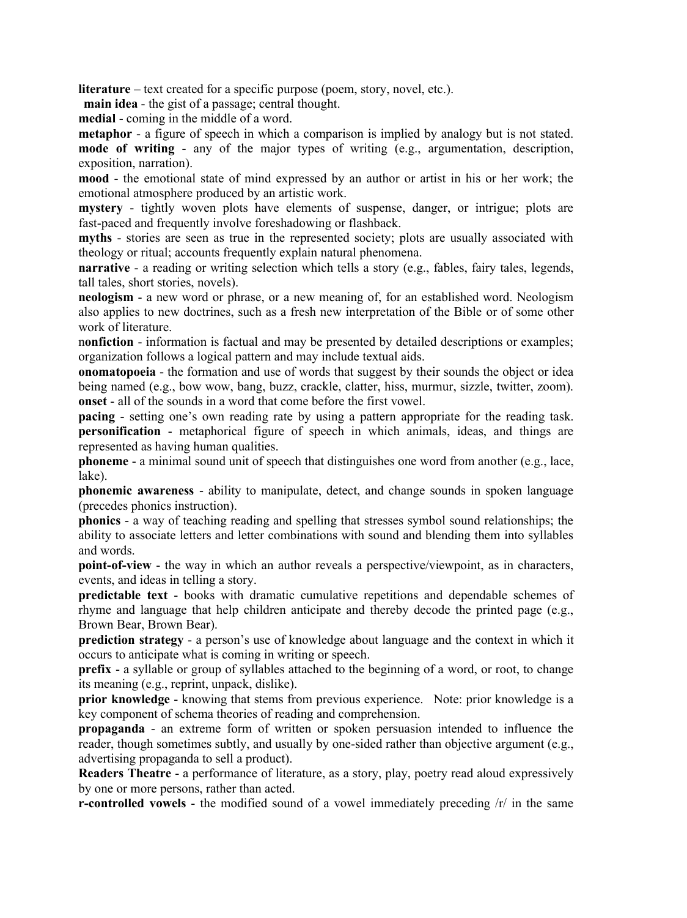**literature** – text created for a specific purpose (poem, story, novel, etc.).

**main idea** - the gist of a passage; central thought.

**medial** - coming in the middle of a word.

**metaphor** - a figure of speech in which a comparison is implied by analogy but is not stated.

**mode of writing** - any of the major types of writing (e.g., argumentation, description, exposition, narration).

**mood** - the emotional state of mind expressed by an author or artist in his or her work; the emotional atmosphere produced by an artistic work.

**mystery** - tightly woven plots have elements of suspense, danger, or intrigue; plots are fast-paced and frequently involve foreshadowing or flashback.

**myths** - stories are seen as true in the represented society; plots are usually associated with theology or ritual; accounts frequently explain natural phenomena.

**narrative** - a reading or writing selection which tells a story (e.g., fables, fairy tales, legends, tall tales, short stories, novels).

**neologism** - a new word or phrase, or a new meaning of, for an established word. Neologism also applies to new doctrines, such as a fresh new interpretation of the Bible or of some other work of literature.

n**onfiction** - information is factual and may be presented by detailed descriptions or examples; organization follows a logical pattern and may include textual aids.

**onomatopoeia** - the formation and use of words that suggest by their sounds the object or idea being named (e.g., bow wow, bang, buzz, crackle, clatter, hiss, murmur, sizzle, twitter, zoom).

**onset** - all of the sounds in a word that come before the first vowel.

**pacing** - setting one's own reading rate by using a pattern appropriate for the reading task.

**personification** - metaphorical figure of speech in which animals, ideas, and things are represented as having human qualities.

**phoneme** - a minimal sound unit of speech that distinguishes one word from another (e.g., lace, lake).

**phonemic awareness** - ability to manipulate, detect, and change sounds in spoken language (precedes phonics instruction).

**phonics** - a way of teaching reading and spelling that stresses symbol sound relationships; the ability to associate letters and letter combinations with sound and blending them into syllables and words.

**point-of-view** - the way in which an author reveals a perspective/viewpoint, as in characters, events, and ideas in telling a story.

**predictable text** - books with dramatic cumulative repetitions and dependable schemes of rhyme and language that help children anticipate and thereby decode the printed page (e.g., Brown Bear, Brown Bear).

**prediction strategy** - a person's use of knowledge about language and the context in which it occurs to anticipate what is coming in writing or speech.

**prefix** - a syllable or group of syllables attached to the beginning of a word, or root, to change its meaning (e.g., reprint, unpack, dislike).

**prior knowledge** - knowing that stems from previous experience. Note: prior knowledge is a key component of schema theories of reading and comprehension.

**propaganda** - an extreme form of written or spoken persuasion intended to influence the reader, though sometimes subtly, and usually by one-sided rather than objective argument (e.g., advertising propaganda to sell a product).

**Readers Theatre** - a performance of literature, as a story, play, poetry read aloud expressively by one or more persons, rather than acted.

**r-controlled vowels** - the modified sound of a vowel immediately preceding /r/ in the same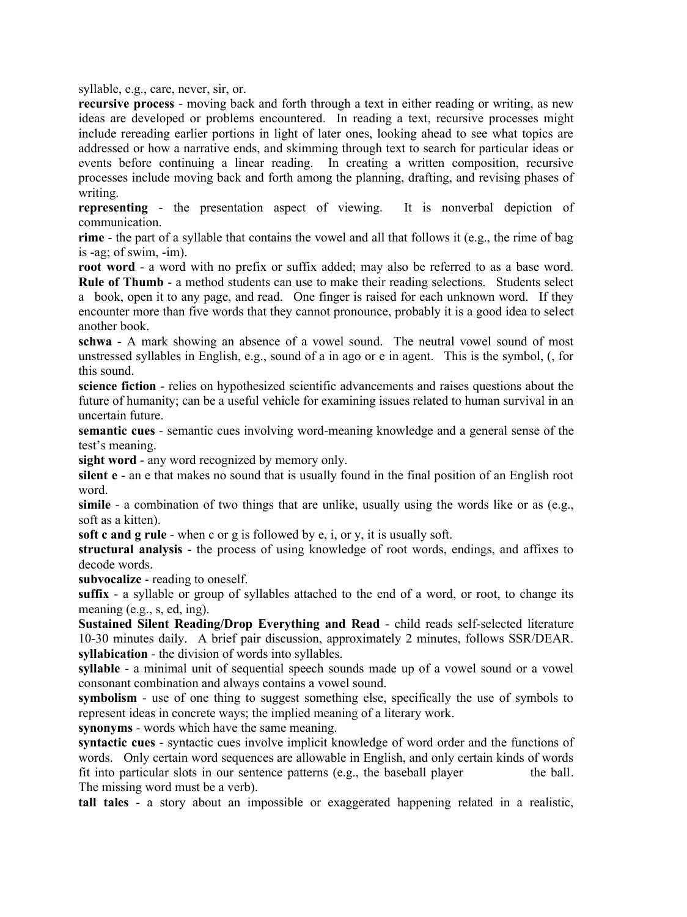syllable, e.g., care, never, sir, or.

**recursive process** - moving back and forth through a text in either reading or writing, as new ideas are developed or problems encountered. In reading a text, recursive processes might include rereading earlier portions in light of later ones, looking ahead to see what topics are addressed or how a narrative ends, and skimming through text to search for particular ideas or events before continuing a linear reading. In creating a written composition, recursive processes include moving back and forth among the planning, drafting, and revising phases of writing.

**representing** - the presentation aspect of viewing. It is nonverbal depiction of communication.

**rime** - the part of a syllable that contains the vowel and all that follows it (e.g., the rime of bag is -ag; of swim, -im).

**root word** - a word with no prefix or suffix added; may also be referred to as a base word.

**Rule of Thumb** - a method students can use to make their reading selections. Students select a book, open it to any page, and read. One finger is raised for each unknown word. If they encounter more than five words that they cannot pronounce, probably it is a good idea to select another book.

**schwa** - A mark showing an absence of a vowel sound. The neutral vowel sound of most unstressed syllables in English, e.g., sound of a in ago or e in agent. This is the symbol, (, for this sound.

**science fiction** - relies on hypothesized scientific advancements and raises questions about the future of humanity; can be a useful vehicle for examining issues related to human survival in an uncertain future.

**semantic cues** - semantic cues involving word-meaning knowledge and a general sense of the test's meaning.

**sight word** - any word recognized by memory only.

**silent e** - an e that makes no sound that is usually found in the final position of an English root word.

**simile** - a combination of two things that are unlike, usually using the words like or as (e.g., soft as a kitten).

**soft c and g rule** - when c or g is followed by e, i, or y, it is usually soft.

**structural analysis** - the process of using knowledge of root words, endings, and affixes to decode words.

**subvocalize** - reading to oneself.

**suffix** - a syllable or group of syllables attached to the end of a word, or root, to change its meaning (e.g., s, ed, ing).

**Sustained Silent Reading/Drop Everything and Read** - child reads self-selected literature 10-30 minutes daily. A brief pair discussion, approximately 2 minutes, follows SSR/DEAR.

**syllabication** - the division of words into syllables.

**syllable** - a minimal unit of sequential speech sounds made up of a vowel sound or a vowel consonant combination and always contains a vowel sound.

**symbolism** - use of one thing to suggest something else, specifically the use of symbols to represent ideas in concrete ways; the implied meaning of a literary work.

**synonyms** - words which have the same meaning.

**syntactic cues** - syntactic cues involve implicit knowledge of word order and the functions of words. Only certain word sequences are allowable in English, and only certain kinds of words fit into particular slots in our sentence patterns (e.g., the baseball player \_\_\_\_\_\_\_\_ the ball. The missing word must be a verb).

**tall tales** - a story about an impossible or exaggerated happening related in a realistic,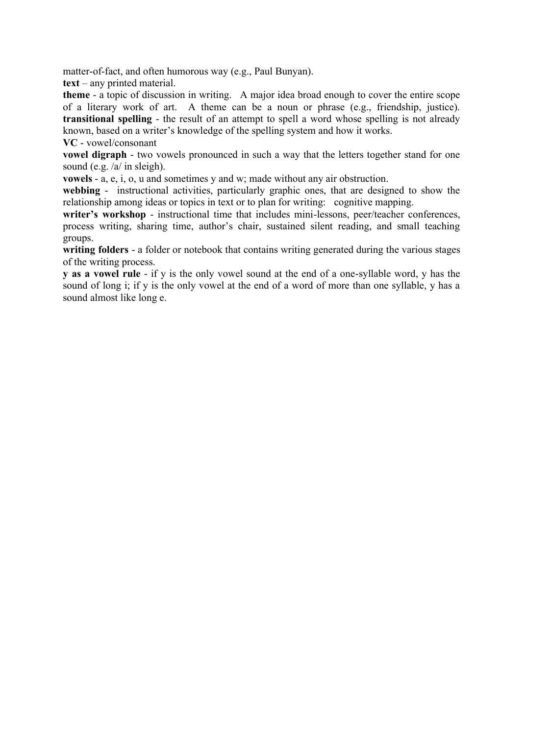matter-of-fact, and often humorous way (e.g., Paul Bunyan).

**text** – any printed material.

**theme** - a topic of discussion in writing. A major idea broad enough to cover the entire scope of a literary work of art. A theme can be a noun or phrase (e.g., friendship, justice).

**transitional spelling** - the result of an attempt to spell a word whose spelling is not already known, based on a writer's knowledge of the spelling system and how it works.

**VC** - vowel/consonant

**vowel digraph** - two vowels pronounced in such a way that the letters together stand for one sound (e.g. /a/ in sleigh).

**vowels** - a, e, i, o, u and sometimes y and w; made without any air obstruction.

**webbing** - instructional activities, particularly graphic ones, that are designed to show the relationship among ideas or topics in text or to plan for writing: cognitive mapping.

**writer's workshop** - instructional time that includes mini-lessons, peer/teacher conferences, process writing, sharing time, author's chair, sustained silent reading, and small teaching groups.

**writing folders** - a folder or notebook that contains writing generated during the various stages of the writing process.

**y as a vowel rule** - if y is the only vowel sound at the end of a one-syllable word, y has the sound of long i; if y is the only vowel at the end of a word of more than one syllable, y has a sound almost like long e.